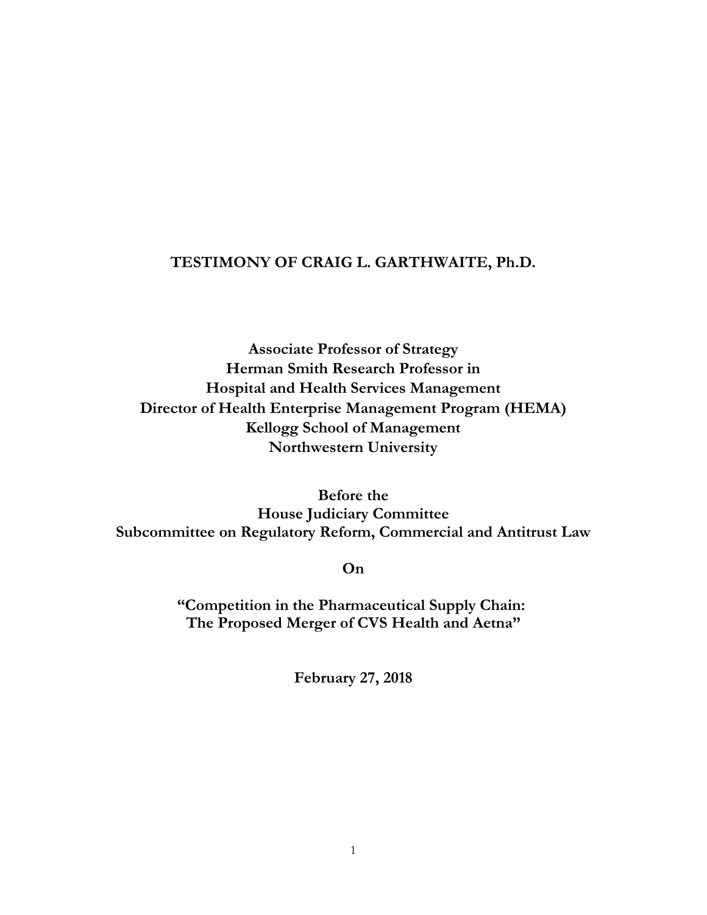**TESTIMONY OF CRAIG L. GARTHWAITE, Ph.D.**

**Associate Professor of Strategy**
**Herman Smith Research Professor in**
**Hospital and Health Services Management**
**Director of Health Enterprise Management Program (HEMA)**
**Kellogg School of Management**
**Northwestern University**

**Before the**
**House Judiciary Committee**
**Subcommittee on Regulatory Reform, Commercial and Antitrust Law**

**On**

**"Competition in the Pharmaceutical Supply Chain:**
**The Proposed Merger of CVS Health and Aetna"**

**February 27, 2018**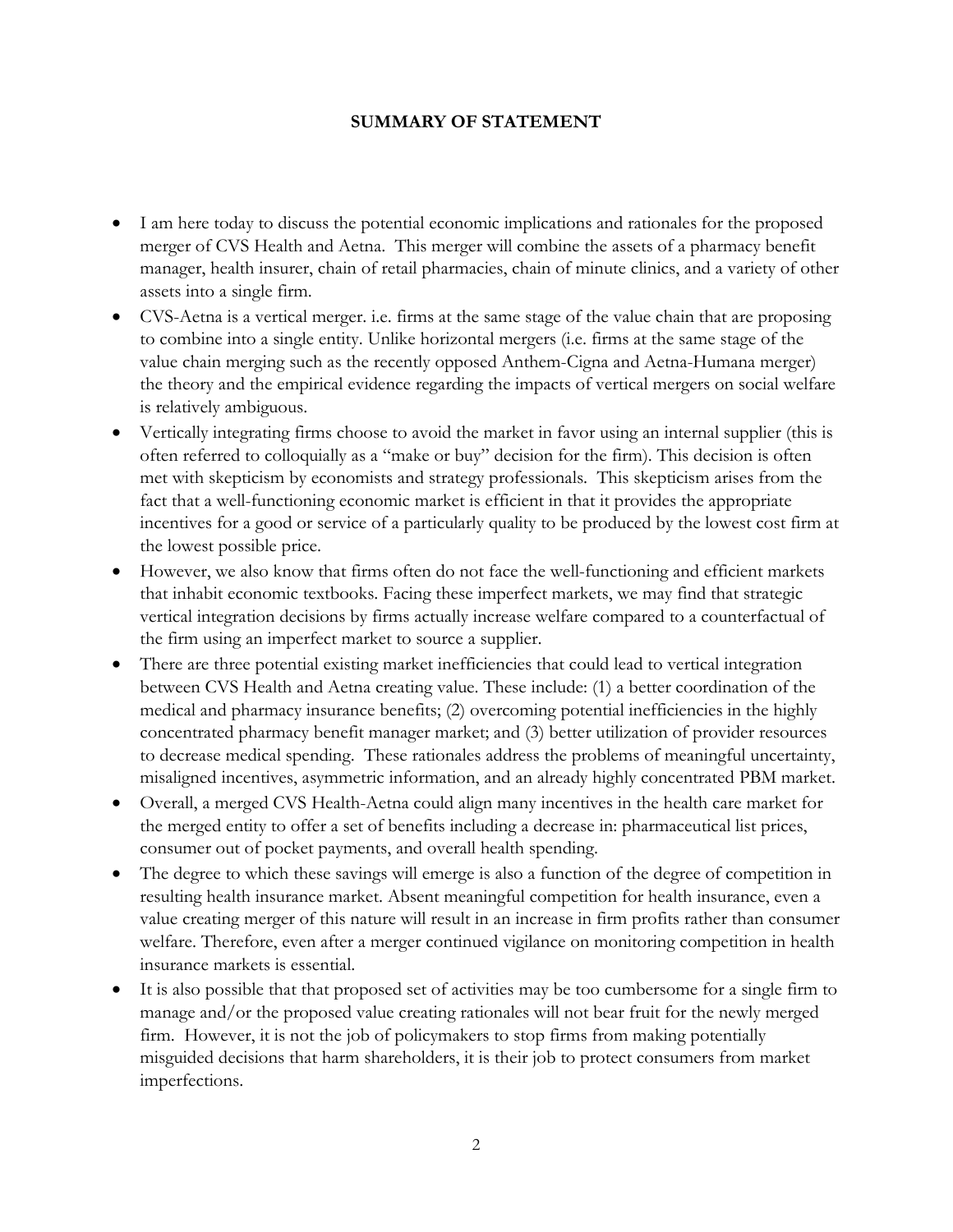# SUMMARY OF STATEMENT

- I am here today to discuss the potential economic implications and rationales for the proposed merger of CVS Health and Aetna. This merger will combine the assets of a pharmacy benefit manager, health insurer, chain of retail pharmacies, chain of minute clinics, and a variety of other assets into a single firm.
- CVS-Aetna is a vertical merger. i.e. firms at the same stage of the value chain that are proposing to combine into a single entity. Unlike horizontal mergers (i.e. firms at the same stage of the value chain merging such as the recently opposed Anthem-Cigna and Aetna-Humana merger) the theory and the empirical evidence regarding the impacts of vertical mergers on social welfare is relatively ambiguous.
- Vertically integrating firms choose to avoid the market in favor using an internal supplier (this is often referred to colloquially as a "make or buy" decision for the firm). This decision is often met with skepticism by economists and strategy professionals. This skepticism arises from the fact that a well-functioning economic market is efficient in that it provides the appropriate incentives for a good or service of a particularly quality to be produced by the lowest cost firm at the lowest possible price.
- However, we also know that firms often do not face the well-functioning and efficient markets that inhabit economic textbooks. Facing these imperfect markets, we may find that strategic vertical integration decisions by firms actually increase welfare compared to a counterfactual of the firm using an imperfect market to source a supplier.
- There are three potential existing market inefficiencies that could lead to vertical integration between CVS Health and Aetna creating value. These include: (1) a better coordination of the medical and pharmacy insurance benefits; (2) overcoming potential inefficiencies in the highly concentrated pharmacy benefit manager market; and (3) better utilization of provider resources to decrease medical spending. These rationales address the problems of meaningful uncertainty, misaligned incentives, asymmetric information, and an already highly concentrated PBM market.
- Overall, a merged CVS Health-Aetna could align many incentives in the health care market for the merged entity to offer a set of benefits including a decrease in: pharmaceutical list prices, consumer out of pocket payments, and overall health spending.
- The degree to which these savings will emerge is also a function of the degree of competition in resulting health insurance market. Absent meaningful competition for health insurance, even a value creating merger of this nature will result in an increase in firm profits rather than consumer welfare. Therefore, even after a merger continued vigilance on monitoring competition in health insurance markets is essential.
- It is also possible that that proposed set of activities may be too cumbersome for a single firm to manage and/or the proposed value creating rationales will not bear fruit for the newly merged firm. However, it is not the job of policymakers to stop firms from making potentially misguided decisions that harm shareholders, it is their job to protect consumers from market imperfections.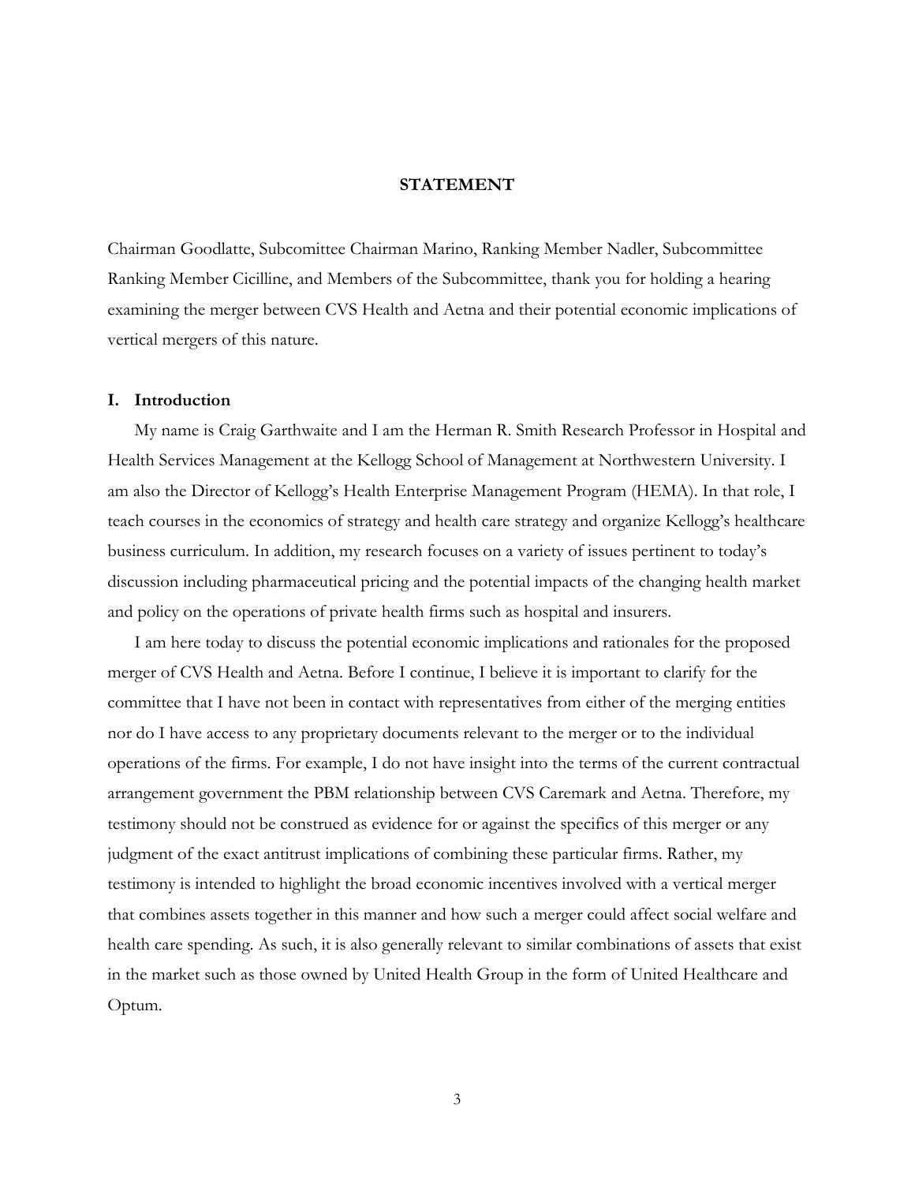## STATEMENT

Chairman Goodlatte, Subcomittee Chairman Marino, Ranking Member Nadler, Subcommittee Ranking Member Cicilline, and Members of the Subcommittee, thank you for holding a hearing examining the merger between CVS Health and Aetna and their potential economic implications of vertical mergers of this nature.

### I. Introduction

My name is Craig Garthwaite and I am the Herman R. Smith Research Professor in Hospital and Health Services Management at the Kellogg School of Management at Northwestern University. I am also the Director of Kellogg's Health Enterprise Management Program (HEMA). In that role, I teach courses in the economics of strategy and health care strategy and organize Kellogg's healthcare business curriculum. In addition, my research focuses on a variety of issues pertinent to today's discussion including pharmaceutical pricing and the potential impacts of the changing health market and policy on the operations of private health firms such as hospital and insurers.

I am here today to discuss the potential economic implications and rationales for the proposed merger of CVS Health and Aetna. Before I continue, I believe it is important to clarify for the committee that I have not been in contact with representatives from either of the merging entities nor do I have access to any proprietary documents relevant to the merger or to the individual operations of the firms. For example, I do not have insight into the terms of the current contractual arrangement government the PBM relationship between CVS Caremark and Aetna. Therefore, my testimony should not be construed as evidence for or against the specifics of this merger or any judgment of the exact antitrust implications of combining these particular firms. Rather, my testimony is intended to highlight the broad economic incentives involved with a vertical merger that combines assets together in this manner and how such a merger could affect social welfare and health care spending. As such, it is also generally relevant to similar combinations of assets that exist in the market such as those owned by United Health Group in the form of United Healthcare and Optum.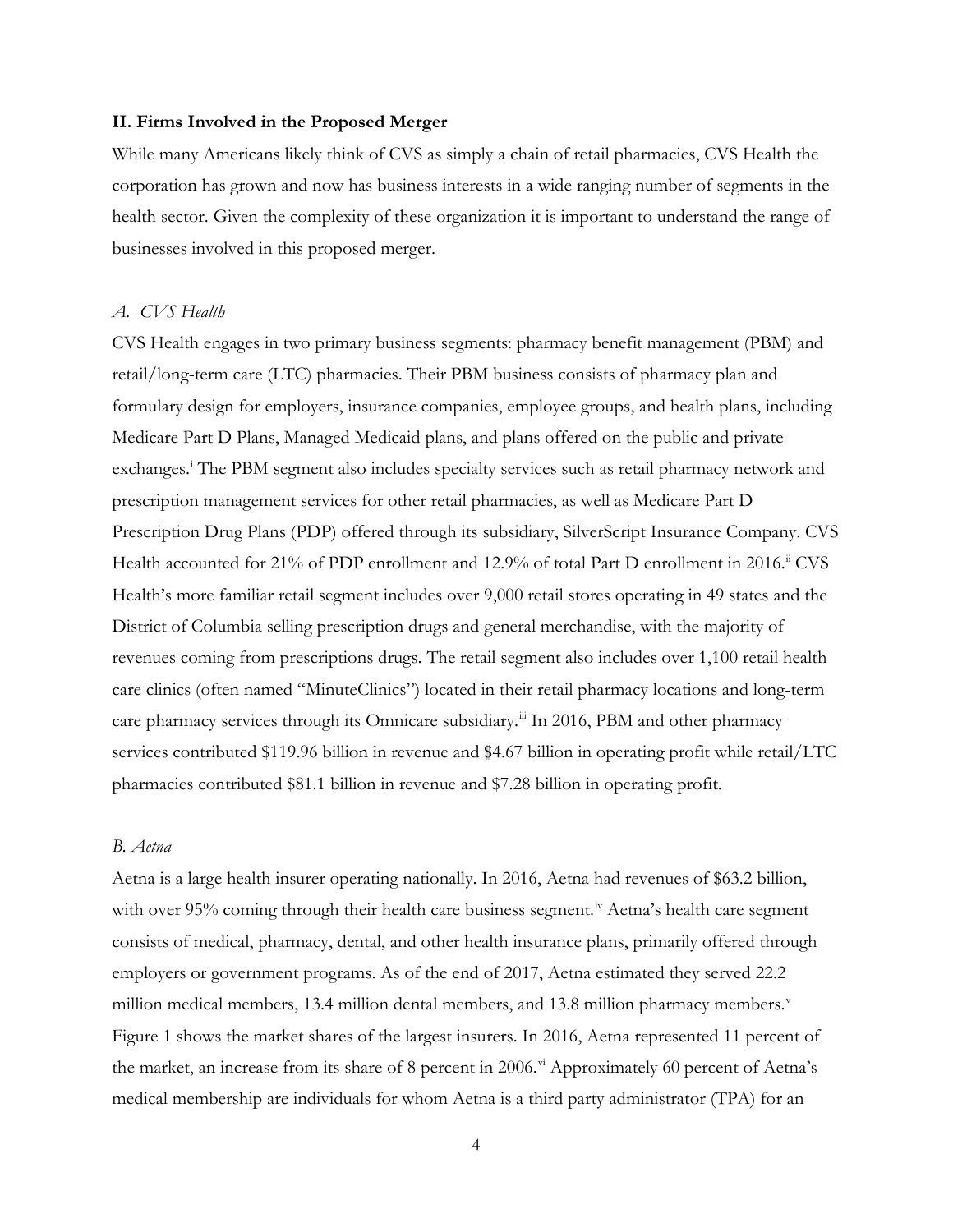## II. Firms Involved in the Proposed Merger

While many Americans likely think of CVS as simply a chain of retail pharmacies, CVS Health the corporation has grown and now has business interests in a wide ranging number of segments in the health sector. Given the complexity of these organization it is important to understand the range of businesses involved in this proposed merger.

### *A. CVS Health*

CVS Health engages in two primary business segments: pharmacy benefit management (PBM) and retail/long-term care (LTC) pharmacies. Their PBM business consists of pharmacy plan and formulary design for employers, insurance companies, employee groups, and health plans, including Medicare Part D Plans, Managed Medicaid plans, and plans offered on the public and private exchanges.[i] The PBM segment also includes specialty services such as retail pharmacy network and prescription management services for other retail pharmacies, as well as Medicare Part D Prescription Drug Plans (PDP) offered through its subsidiary, SilverScript Insurance Company. CVS Health accounted for 21% of PDP enrollment and 12.9% of total Part D enrollment in 2016.[ii] CVS Health's more familiar retail segment includes over 9,000 retail stores operating in 49 states and the District of Columbia selling prescription drugs and general merchandise, with the majority of revenues coming from prescriptions drugs. The retail segment also includes over 1,100 retail health care clinics (often named "MinuteClinics") located in their retail pharmacy locations and long-term care pharmacy services through its Omnicare subsidiary.[iii] In 2016, PBM and other pharmacy services contributed \$119.96 billion in revenue and \$4.67 billion in operating profit while retail/LTC pharmacies contributed \$81.1 billion in revenue and \$7.28 billion in operating profit.

### *B. Aetna*

Aetna is a large health insurer operating nationally. In 2016, Aetna had revenues of \$63.2 billion, with over 95% coming through their health care business segment.[iv] Aetna's health care segment consists of medical, pharmacy, dental, and other health insurance plans, primarily offered through employers or government programs. As of the end of 2017, Aetna estimated they served 22.2 million medical members, 13.4 million dental members, and 13.8 million pharmacy members.[v] Figure 1 shows the market shares of the largest insurers. In 2016, Aetna represented 11 percent of the market, an increase from its share of 8 percent in 2006.[vi] Approximately 60 percent of Aetna's medical membership are individuals for whom Aetna is a third party administrator (TPA) for an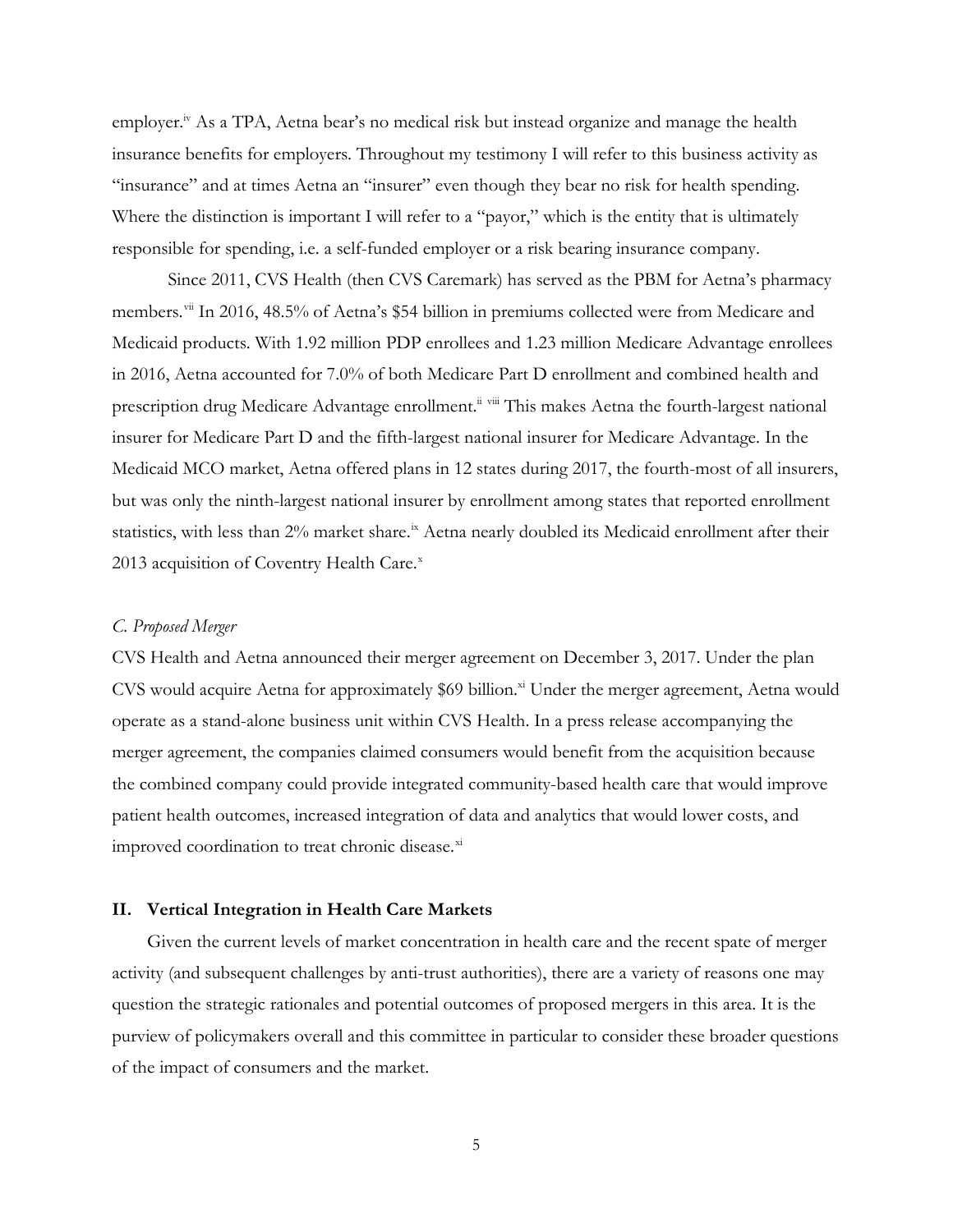employer.[iv] As a TPA, Aetna bear's no medical risk but instead organize and manage the health insurance benefits for employers. Throughout my testimony I will refer to this business activity as "insurance" and at times Aetna an "insurer" even though they bear no risk for health spending. Where the distinction is important I will refer to a "payor," which is the entity that is ultimately responsible for spending, i.e. a self-funded employer or a risk bearing insurance company.

Since 2011, CVS Health (then CVS Caremark) has served as the PBM for Aetna's pharmacy members.[vii] In 2016, 48.5% of Aetna's $54 billion in premiums collected were from Medicare and Medicaid products. With 1.92 million PDP enrollees and 1.23 million Medicare Advantage enrollees in 2016, Aetna accounted for 7.0% of both Medicare Part D enrollment and combined health and prescription drug Medicare Advantage enrollment.[ii] [viii] This makes Aetna the fourth-largest national insurer for Medicare Part D and the fifth-largest national insurer for Medicare Advantage. In the Medicaid MCO market, Aetna offered plans in 12 states during 2017, the fourth-most of all insurers, but was only the ninth-largest national insurer by enrollment among states that reported enrollment statistics, with less than 2% market share.[ix] Aetna nearly doubled its Medicaid enrollment after their 2013 acquisition of Coventry Health Care.[x]

### *C. Proposed Merger*

CVS Health and Aetna announced their merger agreement on December 3, 2017. Under the plan CVS would acquire Aetna for approximately $69 billion.[xi] Under the merger agreement, Aetna would operate as a stand-alone business unit within CVS Health. In a press release accompanying the merger agreement, the companies claimed consumers would benefit from the acquisition because the combined company could provide integrated community-based health care that would improve patient health outcomes, increased integration of data and analytics that would lower costs, and improved coordination to treat chronic disease.[xi]

## **II. Vertical Integration in Health Care Markets**

Given the current levels of market concentration in health care and the recent spate of merger activity (and subsequent challenges by anti-trust authorities), there are a variety of reasons one may question the strategic rationales and potential outcomes of proposed mergers in this area. It is the purview of policymakers overall and this committee in particular to consider these broader questions of the impact of consumers and the market.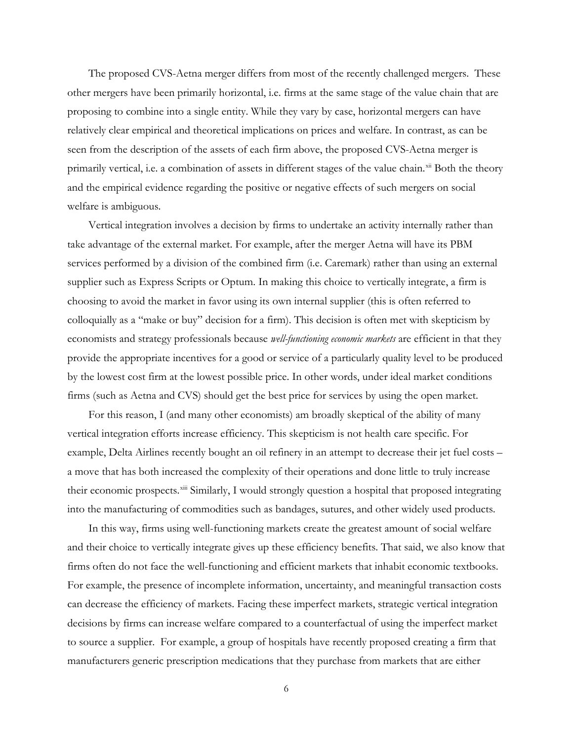The proposed CVS-Aetna merger differs from most of the recently challenged mergers. These other mergers have been primarily horizontal, i.e. firms at the same stage of the value chain that are proposing to combine into a single entity. While they vary by case, horizontal mergers can have relatively clear empirical and theoretical implications on prices and welfare. In contrast, as can be seen from the description of the assets of each firm above, the proposed CVS-Aetna merger is primarily vertical, i.e. a combination of assets in different stages of the value chain.[xii] Both the theory and the empirical evidence regarding the positive or negative effects of such mergers on social welfare is ambiguous.

Vertical integration involves a decision by firms to undertake an activity internally rather than take advantage of the external market. For example, after the merger Aetna will have its PBM services performed by a division of the combined firm (i.e. Caremark) rather than using an external supplier such as Express Scripts or Optum. In making this choice to vertically integrate, a firm is choosing to avoid the market in favor using its own internal supplier (this is often referred to colloquially as a "make or buy" decision for a firm). This decision is often met with skepticism by economists and strategy professionals because *well-functioning economic markets* are efficient in that they provide the appropriate incentives for a good or service of a particularly quality level to be produced by the lowest cost firm at the lowest possible price. In other words, under ideal market conditions firms (such as Aetna and CVS) should get the best price for services by using the open market.

For this reason, I (and many other economists) am broadly skeptical of the ability of many vertical integration efforts increase efficiency. This skepticism is not health care specific. For example, Delta Airlines recently bought an oil refinery in an attempt to decrease their jet fuel costs – a move that has both increased the complexity of their operations and done little to truly increase their economic prospects.[xiii] Similarly, I would strongly question a hospital that proposed integrating into the manufacturing of commodities such as bandages, sutures, and other widely used products.

In this way, firms using well-functioning markets create the greatest amount of social welfare and their choice to vertically integrate gives up these efficiency benefits. That said, we also know that firms often do not face the well-functioning and efficient markets that inhabit economic textbooks. For example, the presence of incomplete information, uncertainty, and meaningful transaction costs can decrease the efficiency of markets. Facing these imperfect markets, strategic vertical integration decisions by firms can increase welfare compared to a counterfactual of using the imperfect market to source a supplier. For example, a group of hospitals have recently proposed creating a firm that manufacturers generic prescription medications that they purchase from markets that are either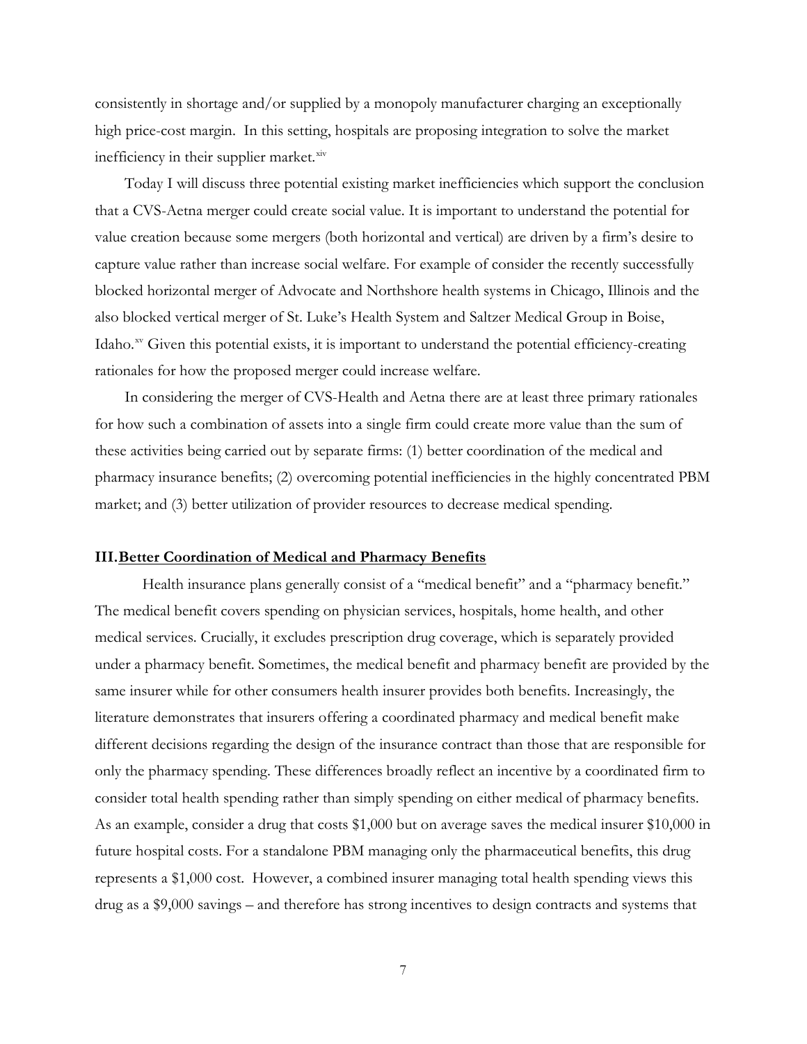consistently in shortage and/or supplied by a monopoly manufacturer charging an exceptionally high price-cost margin. In this setting, hospitals are proposing integration to solve the market inefficiency in their supplier market.[xiv]

Today I will discuss three potential existing market inefficiencies which support the conclusion that a CVS-Aetna merger could create social value. It is important to understand the potential for value creation because some mergers (both horizontal and vertical) are driven by a firm's desire to capture value rather than increase social welfare. For example of consider the recently successfully blocked horizontal merger of Advocate and Northshore health systems in Chicago, Illinois and the also blocked vertical merger of St. Luke's Health System and Saltzer Medical Group in Boise, Idaho.[xv] Given this potential exists, it is important to understand the potential efficiency-creating rationales for how the proposed merger could increase welfare.

In considering the merger of CVS-Health and Aetna there are at least three primary rationales for how such a combination of assets into a single firm could create more value than the sum of these activities being carried out by separate firms: (1) better coordination of the medical and pharmacy insurance benefits; (2) overcoming potential inefficiencies in the highly concentrated PBM market; and (3) better utilization of provider resources to decrease medical spending.

## III. Better Coordination of Medical and Pharmacy Benefits

Health insurance plans generally consist of a "medical benefit" and a "pharmacy benefit." The medical benefit covers spending on physician services, hospitals, home health, and other medical services. Crucially, it excludes prescription drug coverage, which is separately provided under a pharmacy benefit. Sometimes, the medical benefit and pharmacy benefit are provided by the same insurer while for other consumers health insurer provides both benefits. Increasingly, the literature demonstrates that insurers offering a coordinated pharmacy and medical benefit make different decisions regarding the design of the insurance contract than those that are responsible for only the pharmacy spending. These differences broadly reflect an incentive by a coordinated firm to consider total health spending rather than simply spending on either medical of pharmacy benefits. As an example, consider a drug that costs $1,000 but on average saves the medical insurer $10,000 in future hospital costs. For a standalone PBM managing only the pharmaceutical benefits, this drug represents a $1,000 cost. However, a combined insurer managing total health spending views this drug as a $9,000 savings – and therefore has strong incentives to design contracts and systems that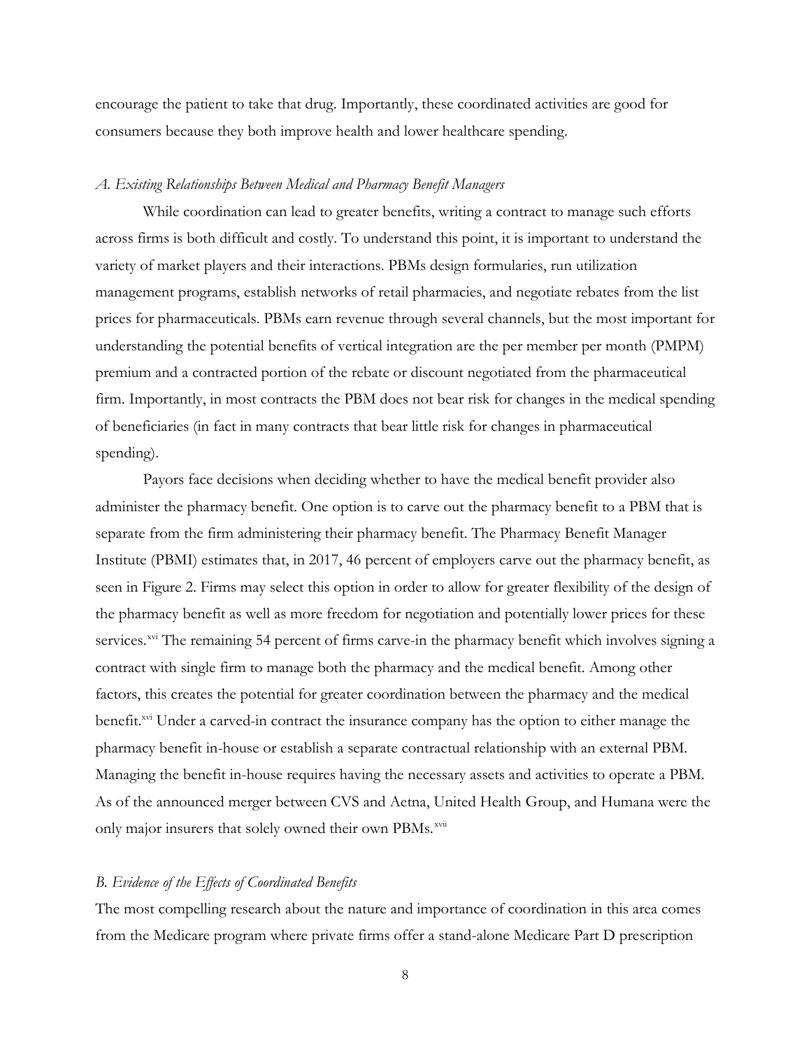encourage the patient to take that drug. Importantly, these coordinated activities are good for consumers because they both improve health and lower healthcare spending.

### *A. Existing Relationships Between Medical and Pharmacy Benefit Managers*

While coordination can lead to greater benefits, writing a contract to manage such efforts across firms is both difficult and costly. To understand this point, it is important to understand the variety of market players and their interactions. PBMs design formularies, run utilization management programs, establish networks of retail pharmacies, and negotiate rebates from the list prices for pharmaceuticals. PBMs earn revenue through several channels, but the most important for understanding the potential benefits of vertical integration are the per member per month (PMPM) premium and a contracted portion of the rebate or discount negotiated from the pharmaceutical firm. Importantly, in most contracts the PBM does not bear risk for changes in the medical spending of beneficiaries (in fact in many contracts that bear little risk for changes in pharmaceutical spending).

Payors face decisions when deciding whether to have the medical benefit provider also administer the pharmacy benefit. One option is to carve out the pharmacy benefit to a PBM that is separate from the firm administering their pharmacy benefit. The Pharmacy Benefit Manager Institute (PBMI) estimates that, in 2017, 46 percent of employers carve out the pharmacy benefit, as seen in Figure 2. Firms may select this option in order to allow for greater flexibility of the design of the pharmacy benefit as well as more freedom for negotiation and potentially lower prices for these services.[xvi] The remaining 54 percent of firms carve-in the pharmacy benefit which involves signing a contract with single firm to manage both the pharmacy and the medical benefit. Among other factors, this creates the potential for greater coordination between the pharmacy and the medical benefit.[xvi] Under a carved-in contract the insurance company has the option to either manage the pharmacy benefit in-house or establish a separate contractual relationship with an external PBM. Managing the benefit in-house requires having the necessary assets and activities to operate a PBM. As of the announced merger between CVS and Aetna, United Health Group, and Humana were the only major insurers that solely owned their own PBMs.[xvii]

### *B. Evidence of the Effects of Coordinated Benefits*

The most compelling research about the nature and importance of coordination in this area comes from the Medicare program where private firms offer a stand-alone Medicare Part D prescription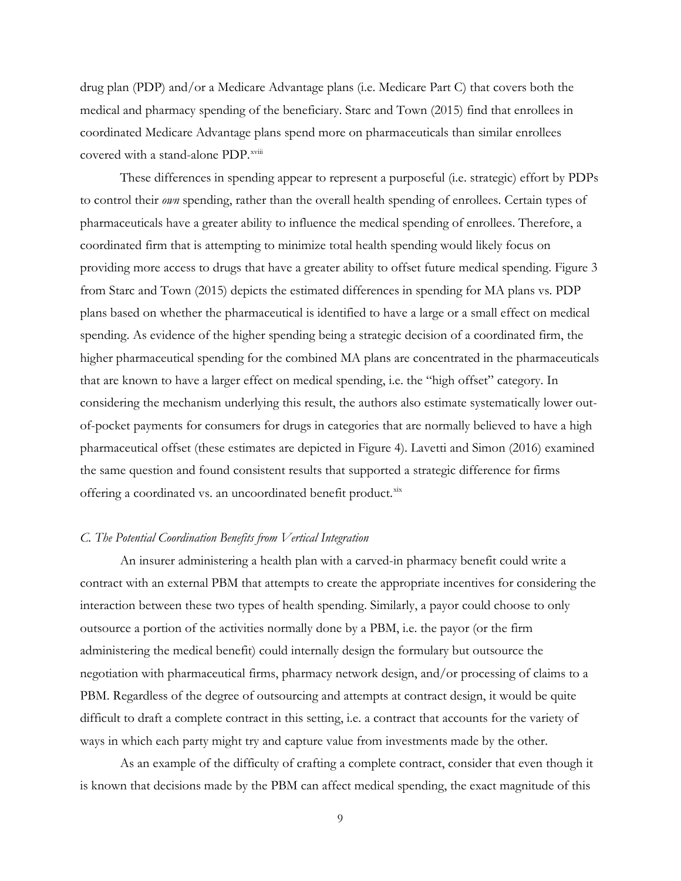drug plan (PDP) and/or a Medicare Advantage plans (i.e. Medicare Part C) that covers both the medical and pharmacy spending of the beneficiary. Starc and Town (2015) find that enrollees in coordinated Medicare Advantage plans spend more on pharmaceuticals than similar enrollees covered with a stand-alone PDP.[xviii]

These differences in spending appear to represent a purposeful (i.e. strategic) effort by PDPs to control their *own* spending, rather than the overall health spending of enrollees. Certain types of pharmaceuticals have a greater ability to influence the medical spending of enrollees. Therefore, a coordinated firm that is attempting to minimize total health spending would likely focus on providing more access to drugs that have a greater ability to offset future medical spending. Figure 3 from Starc and Town (2015) depicts the estimated differences in spending for MA plans vs. PDP plans based on whether the pharmaceutical is identified to have a large or a small effect on medical spending. As evidence of the higher spending being a strategic decision of a coordinated firm, the higher pharmaceutical spending for the combined MA plans are concentrated in the pharmaceuticals that are known to have a larger effect on medical spending, i.e. the "high offset" category. In considering the mechanism underlying this result, the authors also estimate systematically lower out-of-pocket payments for consumers for drugs in categories that are normally believed to have a high pharmaceutical offset (these estimates are depicted in Figure 4). Lavetti and Simon (2016) examined the same question and found consistent results that supported a strategic difference for firms offering a coordinated vs. an uncoordinated benefit product.[xix]

### *C. The Potential Coordination Benefits from Vertical Integration*

An insurer administering a health plan with a carved-in pharmacy benefit could write a contract with an external PBM that attempts to create the appropriate incentives for considering the interaction between these two types of health spending. Similarly, a payor could choose to only outsource a portion of the activities normally done by a PBM, i.e. the payor (or the firm administering the medical benefit) could internally design the formulary but outsource the negotiation with pharmaceutical firms, pharmacy network design, and/or processing of claims to a PBM. Regardless of the degree of outsourcing and attempts at contract design, it would be quite difficult to draft a complete contract in this setting, i.e. a contract that accounts for the variety of ways in which each party might try and capture value from investments made by the other.

As an example of the difficulty of crafting a complete contract, consider that even though it is known that decisions made by the PBM can affect medical spending, the exact magnitude of this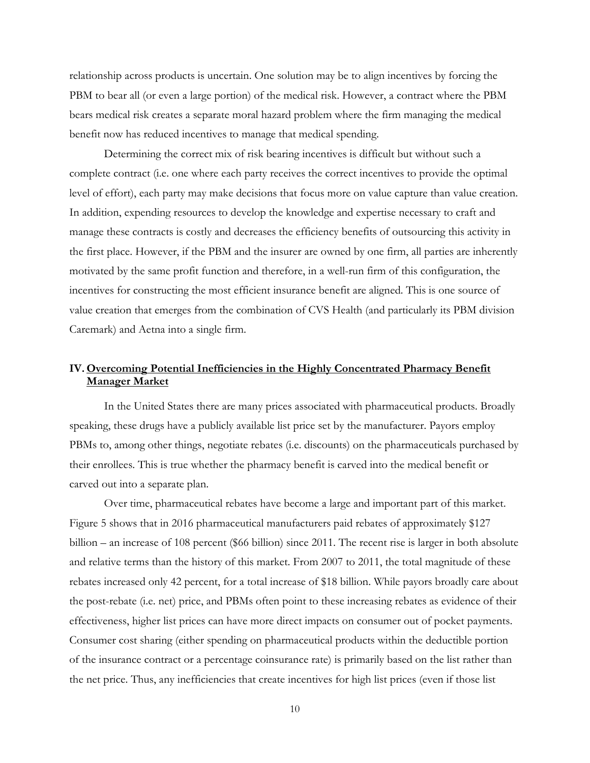relationship across products is uncertain. One solution may be to align incentives by forcing the PBM to bear all (or even a large portion) of the medical risk. However, a contract where the PBM bears medical risk creates a separate moral hazard problem where the firm managing the medical benefit now has reduced incentives to manage that medical spending.

Determining the correct mix of risk bearing incentives is difficult but without such a complete contract (i.e. one where each party receives the correct incentives to provide the optimal level of effort), each party may make decisions that focus more on value capture than value creation. In addition, expending resources to develop the knowledge and expertise necessary to craft and manage these contracts is costly and decreases the efficiency benefits of outsourcing this activity in the first place. However, if the PBM and the insurer are owned by one firm, all parties are inherently motivated by the same profit function and therefore, in a well-run firm of this configuration, the incentives for constructing the most efficient insurance benefit are aligned. This is one source of value creation that emerges from the combination of CVS Health (and particularly its PBM division Caremark) and Aetna into a single firm.

## IV. Overcoming Potential Inefficiencies in the Highly Concentrated Pharmacy Benefit Manager Market

In the United States there are many prices associated with pharmaceutical products. Broadly speaking, these drugs have a publicly available list price set by the manufacturer. Payors employ PBMs to, among other things, negotiate rebates (i.e. discounts) on the pharmaceuticals purchased by their enrollees. This is true whether the pharmacy benefit is carved into the medical benefit or carved out into a separate plan.

Over time, pharmaceutical rebates have become a large and important part of this market. Figure 5 shows that in 2016 pharmaceutical manufacturers paid rebates of approximately $127 billion – an increase of 108 percent ($66 billion) since 2011. The recent rise is larger in both absolute and relative terms than the history of this market. From 2007 to 2011, the total magnitude of these rebates increased only 42 percent, for a total increase of $18 billion. While payors broadly care about the post-rebate (i.e. net) price, and PBMs often point to these increasing rebates as evidence of their effectiveness, higher list prices can have more direct impacts on consumer out of pocket payments. Consumer cost sharing (either spending on pharmaceutical products within the deductible portion of the insurance contract or a percentage coinsurance rate) is primarily based on the list rather than the net price. Thus, any inefficiencies that create incentives for high list prices (even if those list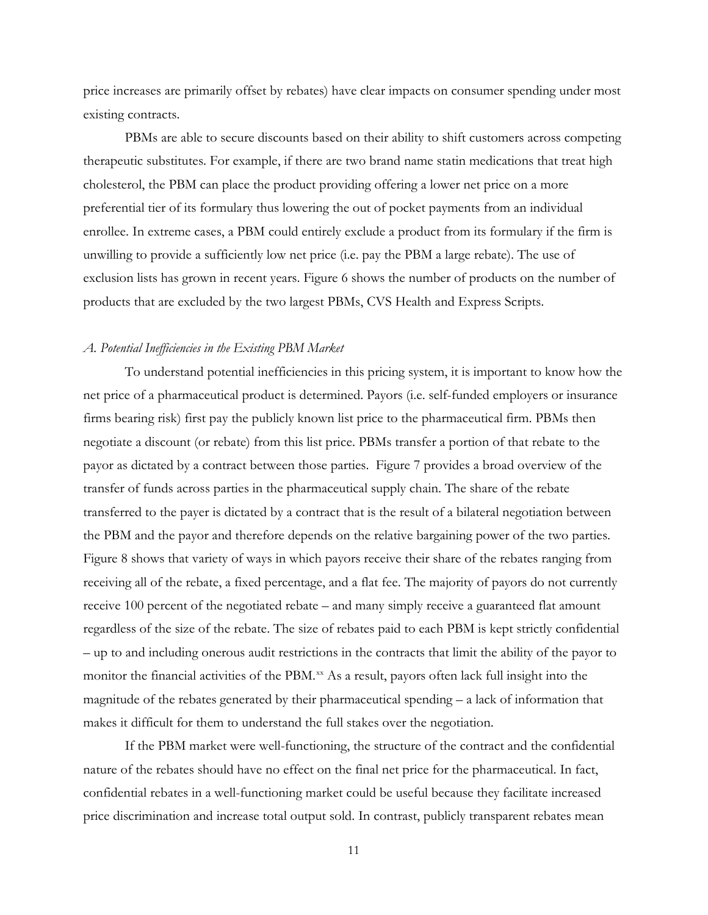price increases are primarily offset by rebates) have clear impacts on consumer spending under most existing contracts.

PBMs are able to secure discounts based on their ability to shift customers across competing therapeutic substitutes. For example, if there are two brand name statin medications that treat high cholesterol, the PBM can place the product providing offering a lower net price on a more preferential tier of its formulary thus lowering the out of pocket payments from an individual enrollee. In extreme cases, a PBM could entirely exclude a product from its formulary if the firm is unwilling to provide a sufficiently low net price (i.e. pay the PBM a large rebate). The use of exclusion lists has grown in recent years. Figure 6 shows the number of products on the number of products that are excluded by the two largest PBMs, CVS Health and Express Scripts.

### *A. Potential Inefficiencies in the Existing PBM Market*

To understand potential inefficiencies in this pricing system, it is important to know how the net price of a pharmaceutical product is determined. Payors (i.e. self-funded employers or insurance firms bearing risk) first pay the publicly known list price to the pharmaceutical firm. PBMs then negotiate a discount (or rebate) from this list price. PBMs transfer a portion of that rebate to the payor as dictated by a contract between those parties. Figure 7 provides a broad overview of the transfer of funds across parties in the pharmaceutical supply chain. The share of the rebate transferred to the payer is dictated by a contract that is the result of a bilateral negotiation between the PBM and the payor and therefore depends on the relative bargaining power of the two parties. Figure 8 shows that variety of ways in which payors receive their share of the rebates ranging from receiving all of the rebate, a fixed percentage, and a flat fee. The majority of payors do not currently receive 100 percent of the negotiated rebate – and many simply receive a guaranteed flat amount regardless of the size of the rebate. The size of rebates paid to each PBM is kept strictly confidential – up to and including onerous audit restrictions in the contracts that limit the ability of the payor to monitor the financial activities of the PBM.[xx] As a result, payors often lack full insight into the magnitude of the rebates generated by their pharmaceutical spending – a lack of information that makes it difficult for them to understand the full stakes over the negotiation.

If the PBM market were well-functioning, the structure of the contract and the confidential nature of the rebates should have no effect on the final net price for the pharmaceutical. In fact, confidential rebates in a well-functioning market could be useful because they facilitate increased price discrimination and increase total output sold. In contrast, publicly transparent rebates mean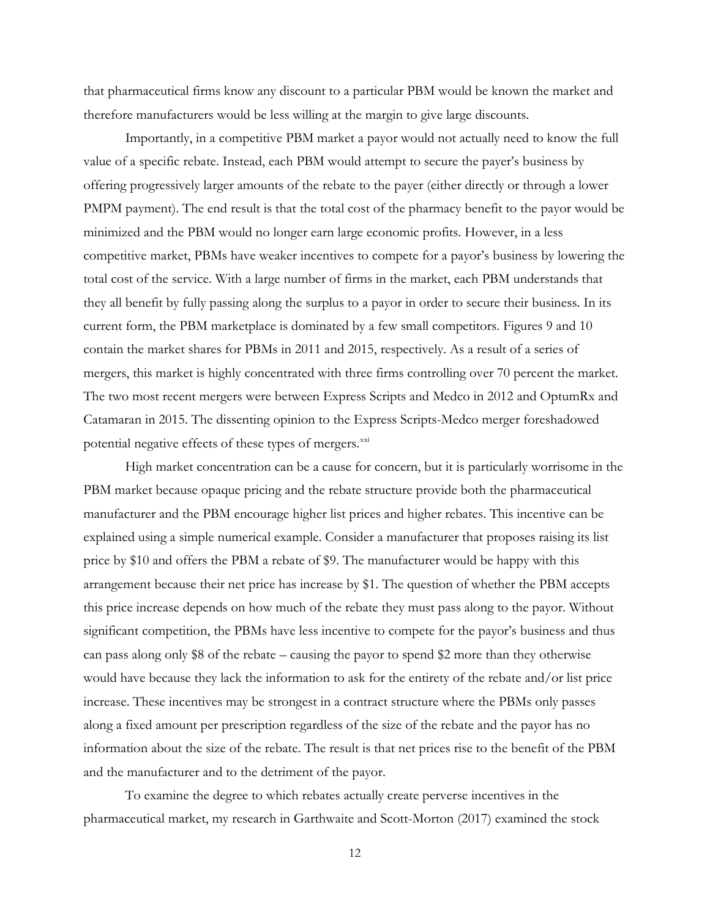that pharmaceutical firms know any discount to a particular PBM would be known the market and therefore manufacturers would be less willing at the margin to give large discounts.

Importantly, in a competitive PBM market a payor would not actually need to know the full value of a specific rebate. Instead, each PBM would attempt to secure the payer's business by offering progressively larger amounts of the rebate to the payer (either directly or through a lower PMPM payment). The end result is that the total cost of the pharmacy benefit to the payor would be minimized and the PBM would no longer earn large economic profits. However, in a less competitive market, PBMs have weaker incentives to compete for a payor's business by lowering the total cost of the service. With a large number of firms in the market, each PBM understands that they all benefit by fully passing along the surplus to a payor in order to secure their business. In its current form, the PBM marketplace is dominated by a few small competitors. Figures 9 and 10 contain the market shares for PBMs in 2011 and 2015, respectively. As a result of a series of mergers, this market is highly concentrated with three firms controlling over 70 percent the market. The two most recent mergers were between Express Scripts and Medco in 2012 and OptumRx and Catamaran in 2015. The dissenting opinion to the Express Scripts-Medco merger foreshadowed potential negative effects of these types of mergers.[xxi]

High market concentration can be a cause for concern, but it is particularly worrisome in the PBM market because opaque pricing and the rebate structure provide both the pharmaceutical manufacturer and the PBM encourage higher list prices and higher rebates. This incentive can be explained using a simple numerical example. Consider a manufacturer that proposes raising its list price by $10 and offers the PBM a rebate of $9. The manufacturer would be happy with this arrangement because their net price has increase by $1. The question of whether the PBM accepts this price increase depends on how much of the rebate they must pass along to the payor. Without significant competition, the PBMs have less incentive to compete for the payor's business and thus can pass along only $8 of the rebate – causing the payor to spend $2 more than they otherwise would have because they lack the information to ask for the entirety of the rebate and/or list price increase. These incentives may be strongest in a contract structure where the PBMs only passes along a fixed amount per prescription regardless of the size of the rebate and the payor has no information about the size of the rebate. The result is that net prices rise to the benefit of the PBM and the manufacturer and to the detriment of the payor.

To examine the degree to which rebates actually create perverse incentives in the pharmaceutical market, my research in Garthwaite and Scott-Morton (2017) examined the stock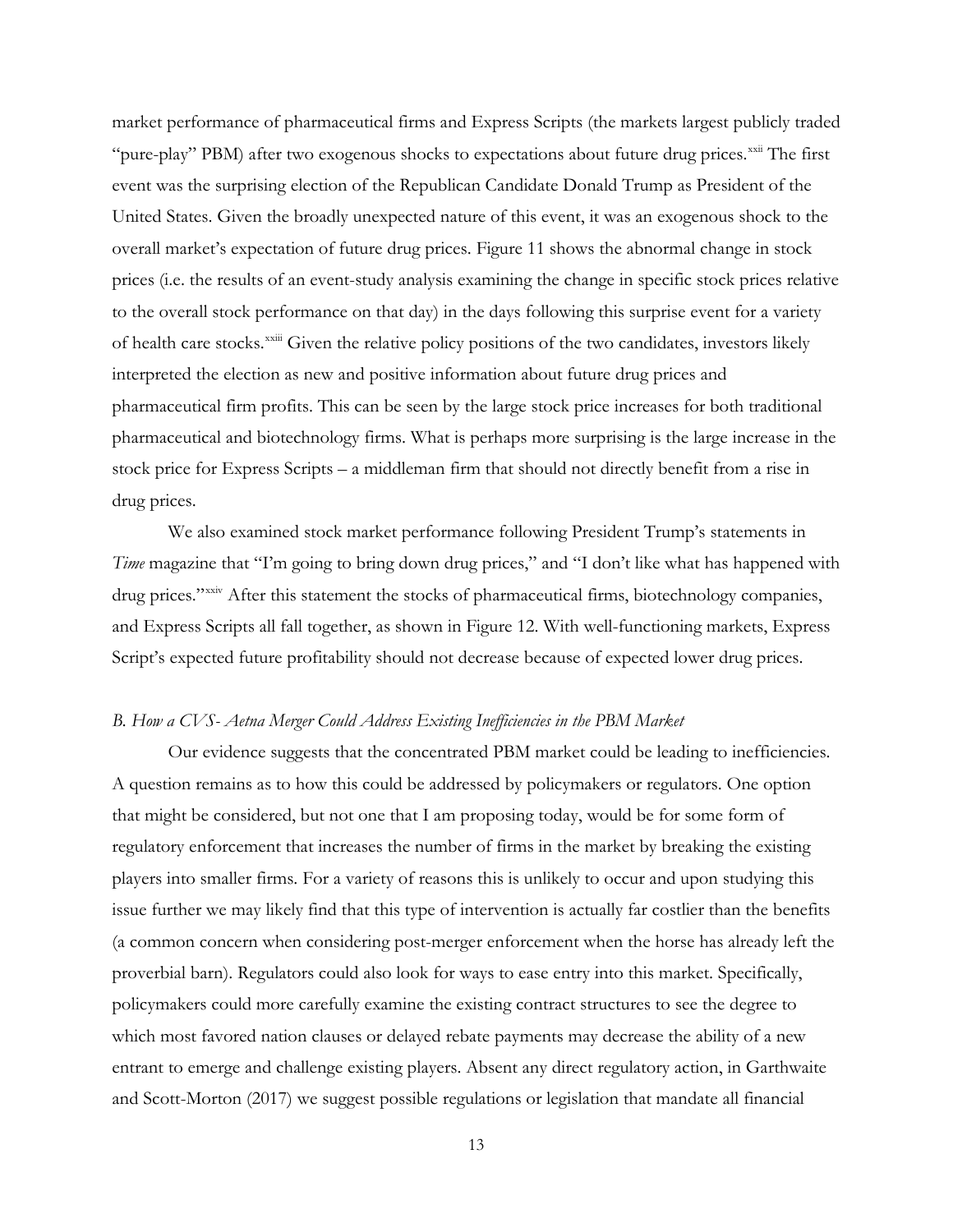market performance of pharmaceutical firms and Express Scripts (the markets largest publicly traded "pure-play" PBM) after two exogenous shocks to expectations about future drug prices.[xxii] The first event was the surprising election of the Republican Candidate Donald Trump as President of the United States. Given the broadly unexpected nature of this event, it was an exogenous shock to the overall market's expectation of future drug prices. Figure 11 shows the abnormal change in stock prices (i.e. the results of an event-study analysis examining the change in specific stock prices relative to the overall stock performance on that day) in the days following this surprise event for a variety of health care stocks.[xxiii] Given the relative policy positions of the two candidates, investors likely interpreted the election as new and positive information about future drug prices and pharmaceutical firm profits. This can be seen by the large stock price increases for both traditional pharmaceutical and biotechnology firms. What is perhaps more surprising is the large increase in the stock price for Express Scripts – a middleman firm that should not directly benefit from a rise in drug prices.

We also examined stock market performance following President Trump's statements in *Time* magazine that "I'm going to bring down drug prices," and "I don't like what has happened with drug prices."[xxiv] After this statement the stocks of pharmaceutical firms, biotechnology companies, and Express Scripts all fall together, as shown in Figure 12. With well-functioning markets, Express Script's expected future profitability should not decrease because of expected lower drug prices.

### *B. How a CVS- Aetna Merger Could Address Existing Inefficiencies in the PBM Market*

Our evidence suggests that the concentrated PBM market could be leading to inefficiencies. A question remains as to how this could be addressed by policymakers or regulators. One option that might be considered, but not one that I am proposing today, would be for some form of regulatory enforcement that increases the number of firms in the market by breaking the existing players into smaller firms. For a variety of reasons this is unlikely to occur and upon studying this issue further we may likely find that this type of intervention is actually far costlier than the benefits (a common concern when considering post-merger enforcement when the horse has already left the proverbial barn). Regulators could also look for ways to ease entry into this market. Specifically, policymakers could more carefully examine the existing contract structures to see the degree to which most favored nation clauses or delayed rebate payments may decrease the ability of a new entrant to emerge and challenge existing players. Absent any direct regulatory action, in Garthwaite and Scott-Morton (2017) we suggest possible regulations or legislation that mandate all financial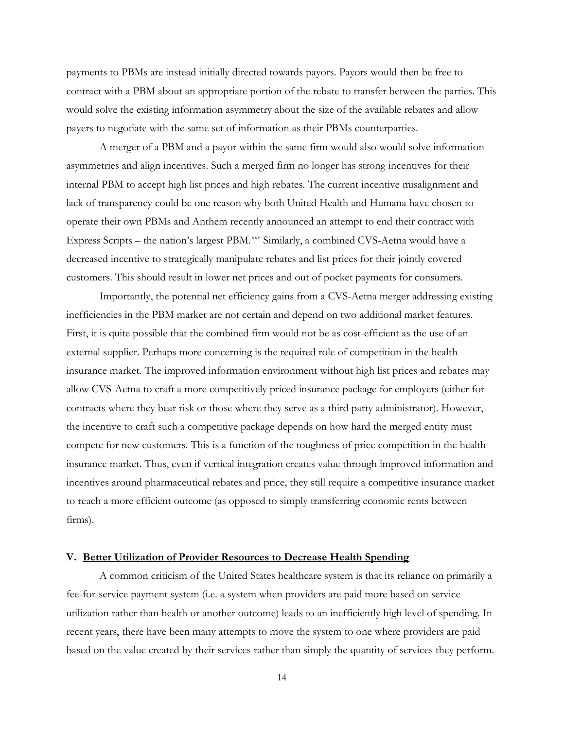payments to PBMs are instead initially directed towards payors. Payors would then be free to contract with a PBM about an appropriate portion of the rebate to transfer between the parties. This would solve the existing information asymmetry about the size of the available rebates and allow payers to negotiate with the same set of information as their PBMs counterparties.

A merger of a PBM and a payor within the same firm would also would solve information asymmetries and align incentives. Such a merged firm no longer has strong incentives for their internal PBM to accept high list prices and high rebates. The current incentive misalignment and lack of transparency could be one reason why both United Health and Humana have chosen to operate their own PBMs and Anthem recently announced an attempt to end their contract with Express Scripts – the nation's largest PBM.[xxv] Similarly, a combined CVS-Aetna would have a decreased incentive to strategically manipulate rebates and list prices for their jointly covered customers. This should result in lower net prices and out of pocket payments for consumers.

Importantly, the potential net efficiency gains from a CVS-Aetna merger addressing existing inefficiencies in the PBM market are not certain and depend on two additional market features. First, it is quite possible that the combined firm would not be as cost-efficient as the use of an external supplier. Perhaps more concerning is the required role of competition in the health insurance market. The improved information environment without high list prices and rebates may allow CVS-Aetna to craft a more competitively priced insurance package for employers (either for contracts where they bear risk or those where they serve as a third party administrator). However, the incentive to craft such a competitive package depends on how hard the merged entity must compete for new customers. This is a function of the toughness of price competition in the health insurance market. Thus, even if vertical integration creates value through improved information and incentives around pharmaceutical rebates and price, they still require a competitive insurance market to reach a more efficient outcome (as opposed to simply transferring economic rents between firms).

## V. Better Utilization of Provider Resources to Decrease Health Spending

A common criticism of the United States healthcare system is that its reliance on primarily a fee-for-service payment system (i.e. a system when providers are paid more based on service utilization rather than health or another outcome) leads to an inefficiently high level of spending. In recent years, there have been many attempts to move the system to one where providers are paid based on the value created by their services rather than simply the quantity of services they perform.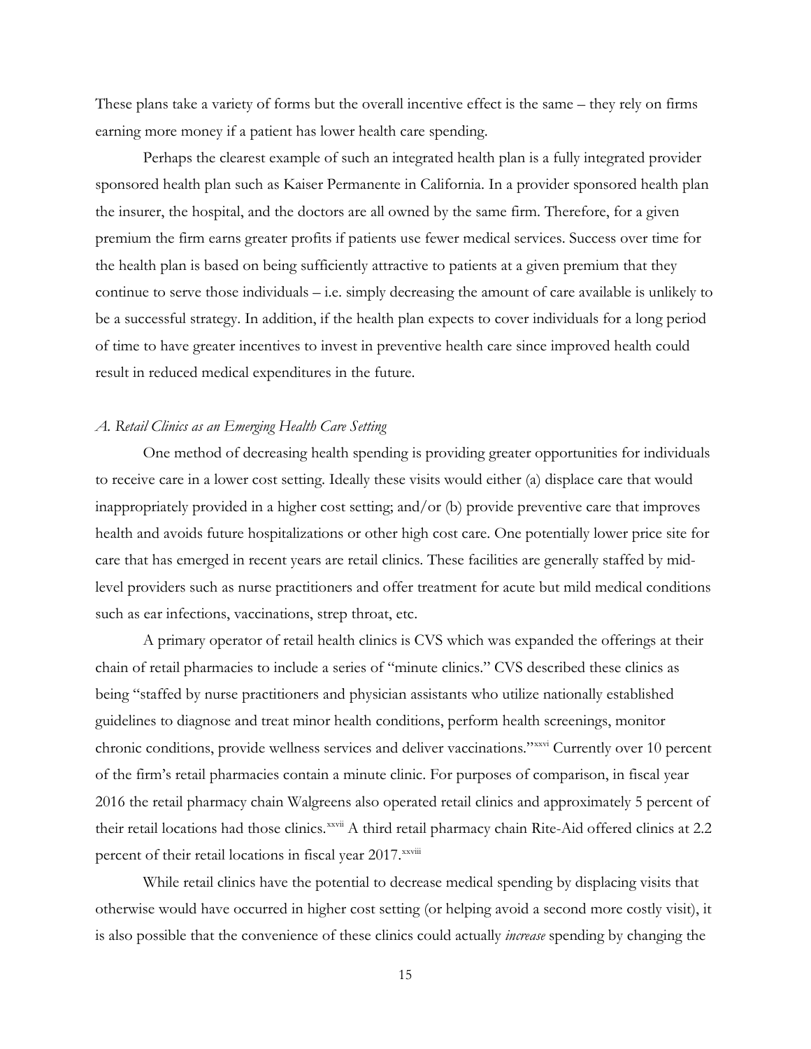These plans take a variety of forms but the overall incentive effect is the same – they rely on firms earning more money if a patient has lower health care spending.

Perhaps the clearest example of such an integrated health plan is a fully integrated provider sponsored health plan such as Kaiser Permanente in California. In a provider sponsored health plan the insurer, the hospital, and the doctors are all owned by the same firm. Therefore, for a given premium the firm earns greater profits if patients use fewer medical services. Success over time for the health plan is based on being sufficiently attractive to patients at a given premium that they continue to serve those individuals – i.e. simply decreasing the amount of care available is unlikely to be a successful strategy. In addition, if the health plan expects to cover individuals for a long period of time to have greater incentives to invest in preventive health care since improved health could result in reduced medical expenditures in the future.

*A. Retail Clinics as an Emerging Health Care Setting*

One method of decreasing health spending is providing greater opportunities for individuals to receive care in a lower cost setting. Ideally these visits would either (a) displace care that would inappropriately provided in a higher cost setting; and/or (b) provide preventive care that improves health and avoids future hospitalizations or other high cost care. One potentially lower price site for care that has emerged in recent years are retail clinics. These facilities are generally staffed by mid-level providers such as nurse practitioners and offer treatment for acute but mild medical conditions such as ear infections, vaccinations, strep throat, etc.

A primary operator of retail health clinics is CVS which was expanded the offerings at their chain of retail pharmacies to include a series of "minute clinics." CVS described these clinics as being "staffed by nurse practitioners and physician assistants who utilize nationally established guidelines to diagnose and treat minor health conditions, perform health screenings, monitor chronic conditions, provide wellness services and deliver vaccinations."[xxvi] Currently over 10 percent of the firm's retail pharmacies contain a minute clinic. For purposes of comparison, in fiscal year 2016 the retail pharmacy chain Walgreens also operated retail clinics and approximately 5 percent of their retail locations had those clinics.[xxvii] A third retail pharmacy chain Rite-Aid offered clinics at 2.2 percent of their retail locations in fiscal year 2017.[xxviii]

While retail clinics have the potential to decrease medical spending by displacing visits that otherwise would have occurred in higher cost setting (or helping avoid a second more costly visit), it is also possible that the convenience of these clinics could actually *increase* spending by changing the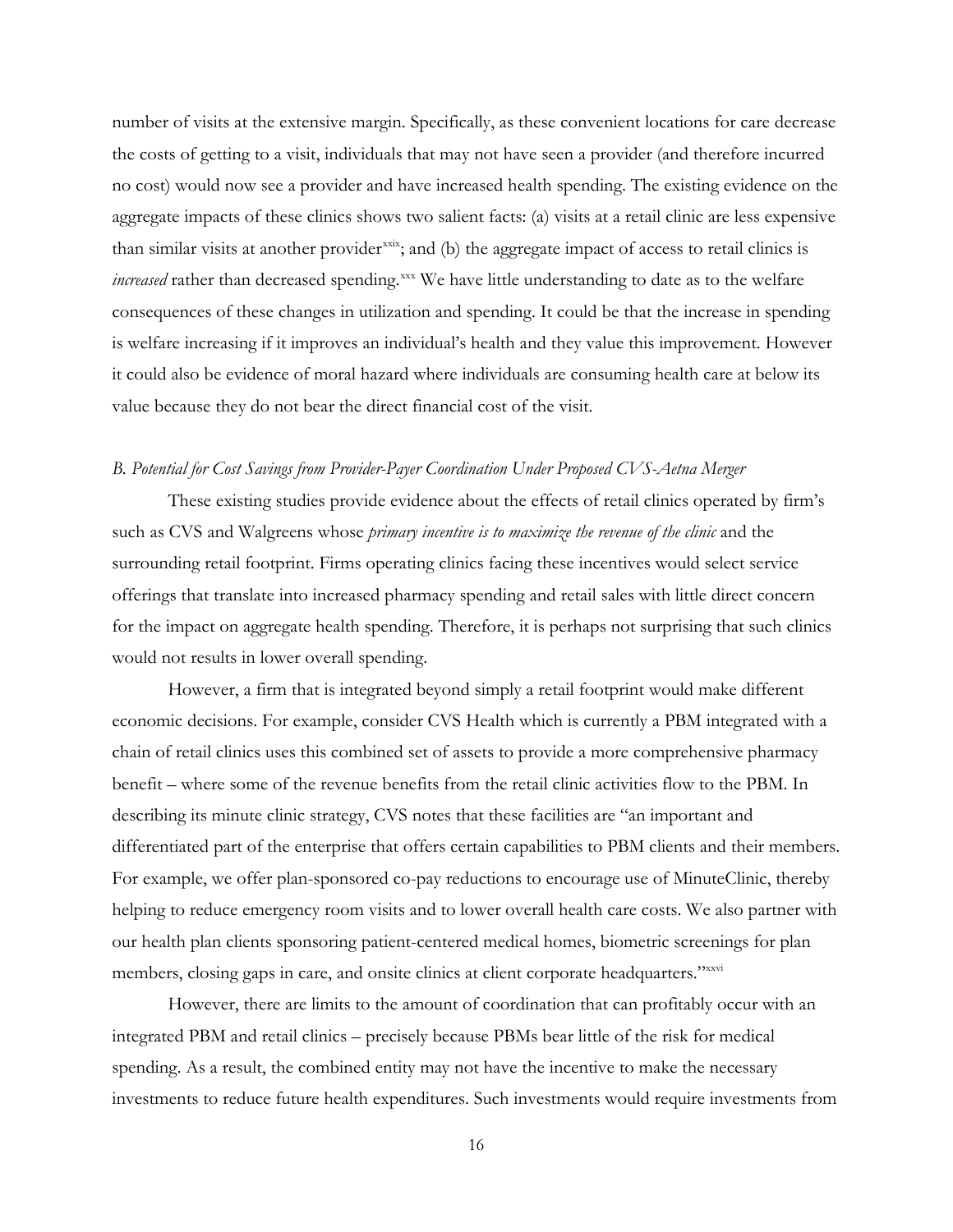number of visits at the extensive margin. Specifically, as these convenient locations for care decrease the costs of getting to a visit, individuals that may not have seen a provider (and therefore incurred no cost) would now see a provider and have increased health spending. The existing evidence on the aggregate impacts of these clinics shows two salient facts: (a) visits at a retail clinic are less expensive than similar visits at another provider[xxix]; and (b) the aggregate impact of access to retail clinics is *increased* rather than decreased spending.[xxx] We have little understanding to date as to the welfare consequences of these changes in utilization and spending. It could be that the increase in spending is welfare increasing if it improves an individual's health and they value this improvement. However it could also be evidence of moral hazard where individuals are consuming health care at below its value because they do not bear the direct financial cost of the visit.

### *B. Potential for Cost Savings from Provider-Payer Coordination Under Proposed CVS-Aetna Merger*

These existing studies provide evidence about the effects of retail clinics operated by firm's such as CVS and Walgreens whose *primary incentive is to maximize the revenue of the clinic* and the surrounding retail footprint. Firms operating clinics facing these incentives would select service offerings that translate into increased pharmacy spending and retail sales with little direct concern for the impact on aggregate health spending. Therefore, it is perhaps not surprising that such clinics would not results in lower overall spending.

However, a firm that is integrated beyond simply a retail footprint would make different economic decisions. For example, consider CVS Health which is currently a PBM integrated with a chain of retail clinics uses this combined set of assets to provide a more comprehensive pharmacy benefit – where some of the revenue benefits from the retail clinic activities flow to the PBM. In describing its minute clinic strategy, CVS notes that these facilities are "an important and differentiated part of the enterprise that offers certain capabilities to PBM clients and their members. For example, we offer plan-sponsored co-pay reductions to encourage use of MinuteClinic, thereby helping to reduce emergency room visits and to lower overall health care costs. We also partner with our health plan clients sponsoring patient-centered medical homes, biometric screenings for plan members, closing gaps in care, and onsite clinics at client corporate headquarters."[xxxi]

However, there are limits to the amount of coordination that can profitably occur with an integrated PBM and retail clinics – precisely because PBMs bear little of the risk for medical spending. As a result, the combined entity may not have the incentive to make the necessary investments to reduce future health expenditures. Such investments would require investments from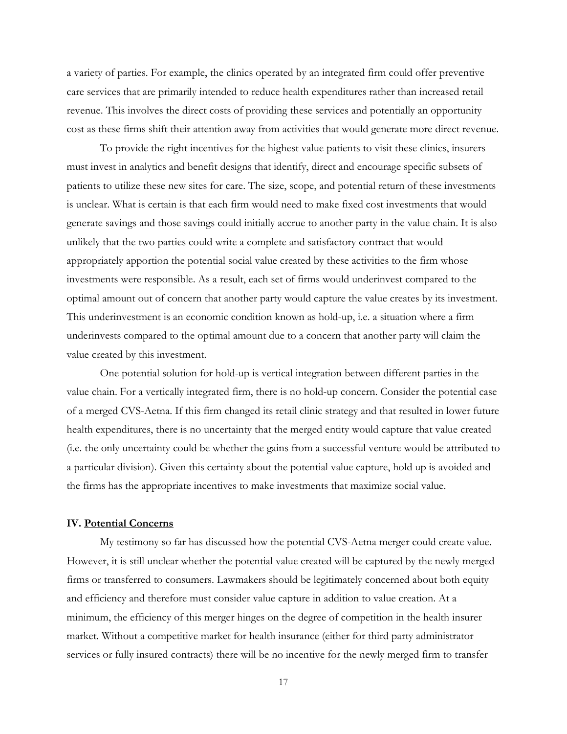a variety of parties. For example, the clinics operated by an integrated firm could offer preventive care services that are primarily intended to reduce health expenditures rather than increased retail revenue. This involves the direct costs of providing these services and potentially an opportunity cost as these firms shift their attention away from activities that would generate more direct revenue.

To provide the right incentives for the highest value patients to visit these clinics, insurers must invest in analytics and benefit designs that identify, direct and encourage specific subsets of patients to utilize these new sites for care. The size, scope, and potential return of these investments is unclear. What is certain is that each firm would need to make fixed cost investments that would generate savings and those savings could initially accrue to another party in the value chain. It is also unlikely that the two parties could write a complete and satisfactory contract that would appropriately apportion the potential social value created by these activities to the firm whose investments were responsible. As a result, each set of firms would underinvest compared to the optimal amount out of concern that another party would capture the value creates by its investment. This underinvestment is an economic condition known as hold-up, i.e. a situation where a firm underinvests compared to the optimal amount due to a concern that another party will claim the value created by this investment.

One potential solution for hold-up is vertical integration between different parties in the value chain. For a vertically integrated firm, there is no hold-up concern. Consider the potential case of a merged CVS-Aetna. If this firm changed its retail clinic strategy and that resulted in lower future health expenditures, there is no uncertainty that the merged entity would capture that value created (i.e. the only uncertainty could be whether the gains from a successful venture would be attributed to a particular division). Given this certainty about the potential value capture, hold up is avoided and the firms has the appropriate incentives to make investments that maximize social value.

## IV. Potential Concerns

My testimony so far has discussed how the potential CVS-Aetna merger could create value. However, it is still unclear whether the potential value created will be captured by the newly merged firms or transferred to consumers. Lawmakers should be legitimately concerned about both equity and efficiency and therefore must consider value capture in addition to value creation. At a minimum, the efficiency of this merger hinges on the degree of competition in the health insurer market. Without a competitive market for health insurance (either for third party administrator services or fully insured contracts) there will be no incentive for the newly merged firm to transfer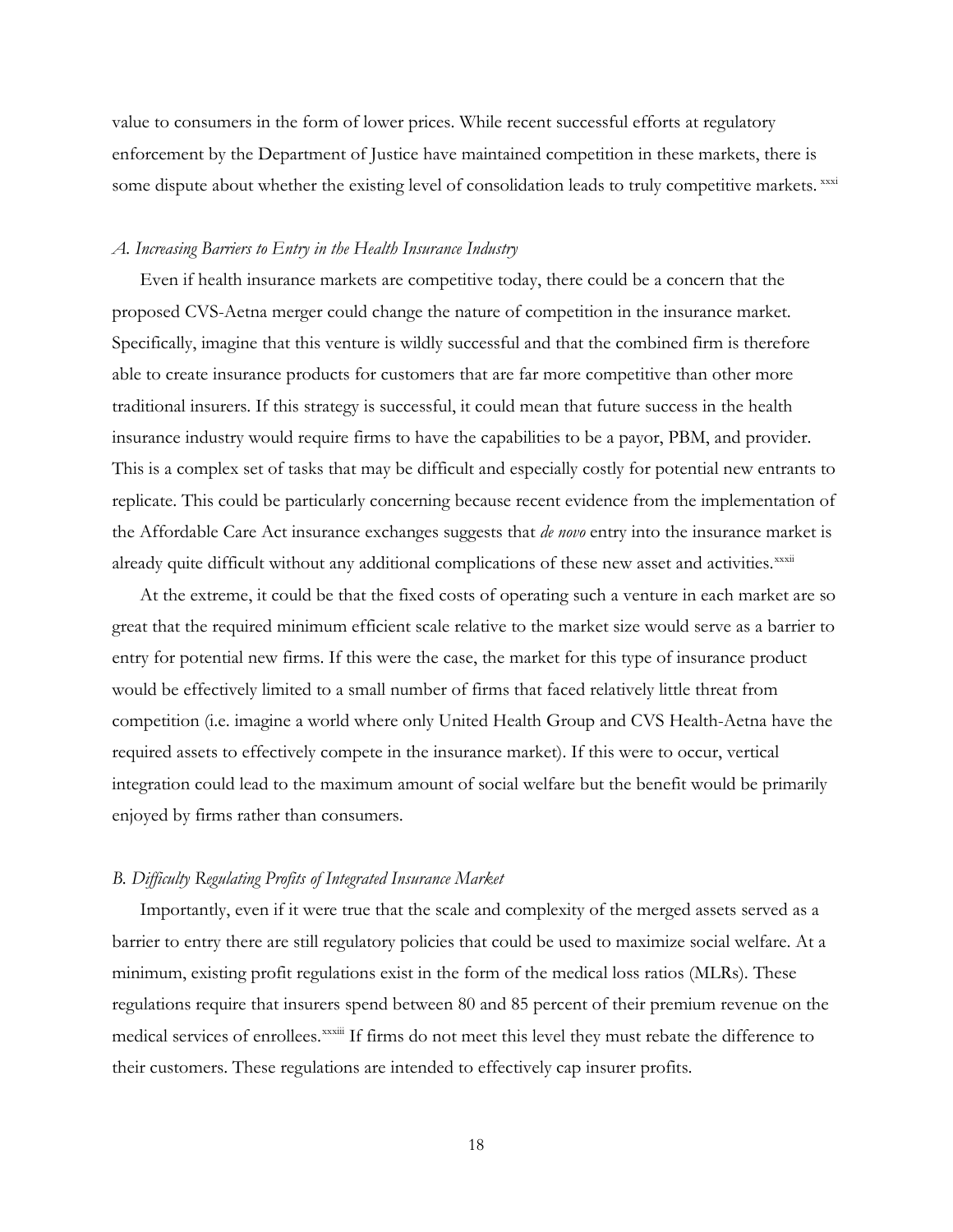value to consumers in the form of lower prices. While recent successful efforts at regulatory enforcement by the Department of Justice have maintained competition in these markets, there is some dispute about whether the existing level of consolidation leads to truly competitive markets. [xxxi]

### *A. Increasing Barriers to Entry in the Health Insurance Industry*

Even if health insurance markets are competitive today, there could be a concern that the proposed CVS-Aetna merger could change the nature of competition in the insurance market. Specifically, imagine that this venture is wildly successful and that the combined firm is therefore able to create insurance products for customers that are far more competitive than other more traditional insurers. If this strategy is successful, it could mean that future success in the health insurance industry would require firms to have the capabilities to be a payor, PBM, and provider. This is a complex set of tasks that may be difficult and especially costly for potential new entrants to replicate. This could be particularly concerning because recent evidence from the implementation of the Affordable Care Act insurance exchanges suggests that *de novo* entry into the insurance market is already quite difficult without any additional complications of these new asset and activities.[xxxii]

At the extreme, it could be that the fixed costs of operating such a venture in each market are so great that the required minimum efficient scale relative to the market size would serve as a barrier to entry for potential new firms. If this were the case, the market for this type of insurance product would be effectively limited to a small number of firms that faced relatively little threat from competition (i.e. imagine a world where only United Health Group and CVS Health-Aetna have the required assets to effectively compete in the insurance market). If this were to occur, vertical integration could lead to the maximum amount of social welfare but the benefit would be primarily enjoyed by firms rather than consumers.

### *B. Difficulty Regulating Profits of Integrated Insurance Market*

Importantly, even if it were true that the scale and complexity of the merged assets served as a barrier to entry there are still regulatory policies that could be used to maximize social welfare. At a minimum, existing profit regulations exist in the form of the medical loss ratios (MLRs). These regulations require that insurers spend between 80 and 85 percent of their premium revenue on the medical services of enrollees.[xxxiii] If firms do not meet this level they must rebate the difference to their customers. These regulations are intended to effectively cap insurer profits.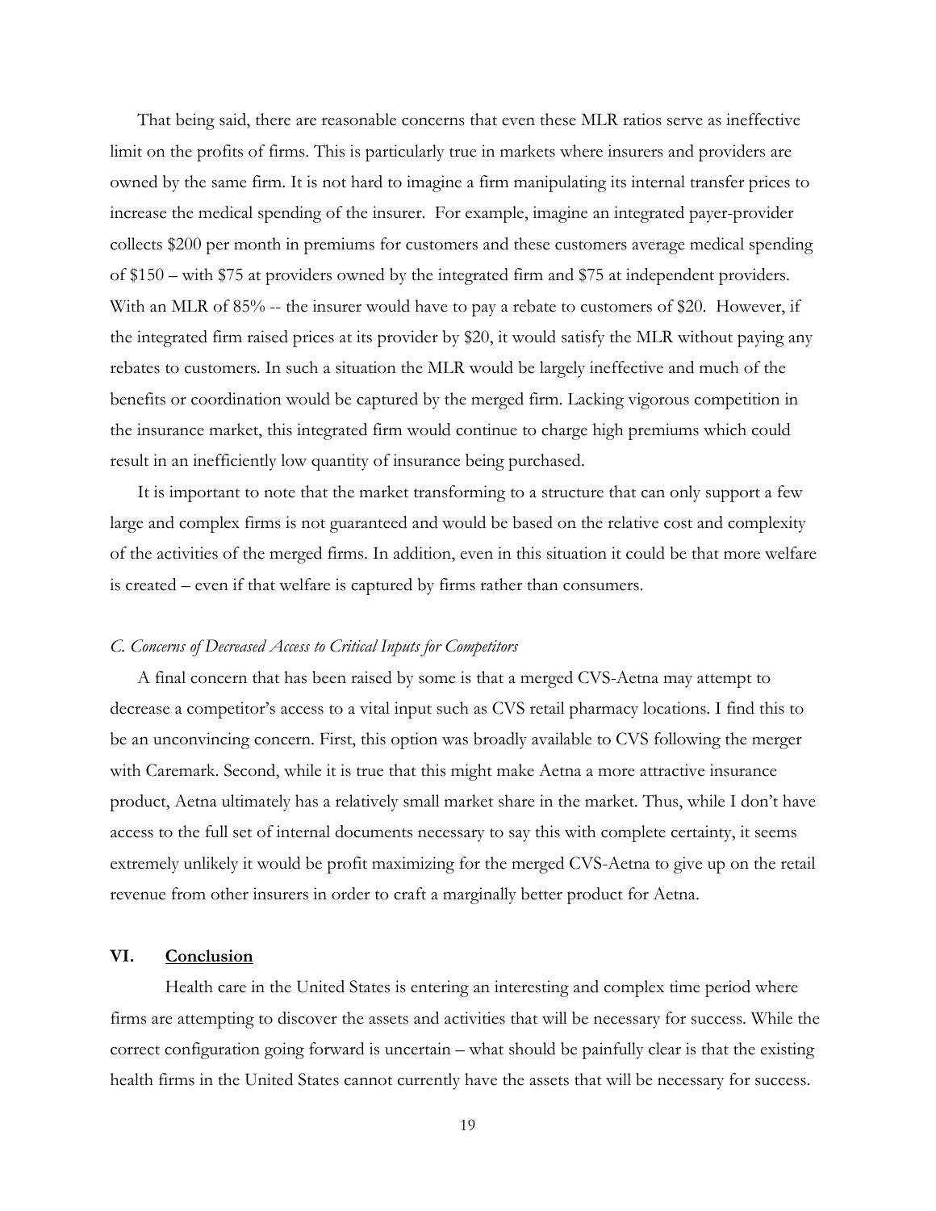That being said, there are reasonable concerns that even these MLR ratios serve as ineffective limit on the profits of firms. This is particularly true in markets where insurers and providers are owned by the same firm. It is not hard to imagine a firm manipulating its internal transfer prices to increase the medical spending of the insurer. For example, imagine an integrated payer-provider collects $200 per month in premiums for customers and these customers average medical spending of $150 – with $75 at providers owned by the integrated firm and $75 at independent providers. With an MLR of 85% -- the insurer would have to pay a rebate to customers of $20. However, if the integrated firm raised prices at its provider by $20, it would satisfy the MLR without paying any rebates to customers. In such a situation the MLR would be largely ineffective and much of the benefits or coordination would be captured by the merged firm. Lacking vigorous competition in the insurance market, this integrated firm would continue to charge high premiums which could result in an inefficiently low quantity of insurance being purchased.

It is important to note that the market transforming to a structure that can only support a few large and complex firms is not guaranteed and would be based on the relative cost and complexity of the activities of the merged firms. In addition, even in this situation it could be that more welfare is created – even if that welfare is captured by firms rather than consumers.

*C. Concerns of Decreased Access to Critical Inputs for Competitors*

A final concern that has been raised by some is that a merged CVS-Aetna may attempt to decrease a competitor's access to a vital input such as CVS retail pharmacy locations. I find this to be an unconvincing concern. First, this option was broadly available to CVS following the merger with Caremark. Second, while it is true that this might make Aetna a more attractive insurance product, Aetna ultimately has a relatively small market share in the market. Thus, while I don't have access to the full set of internal documents necessary to say this with complete certainty, it seems extremely unlikely it would be profit maximizing for the merged CVS-Aetna to give up on the retail revenue from other insurers in order to craft a marginally better product for Aetna.

## VI. Conclusion

Health care in the United States is entering an interesting and complex time period where firms are attempting to discover the assets and activities that will be necessary for success. While the correct configuration going forward is uncertain – what should be painfully clear is that the existing health firms in the United States cannot currently have the assets that will be necessary for success.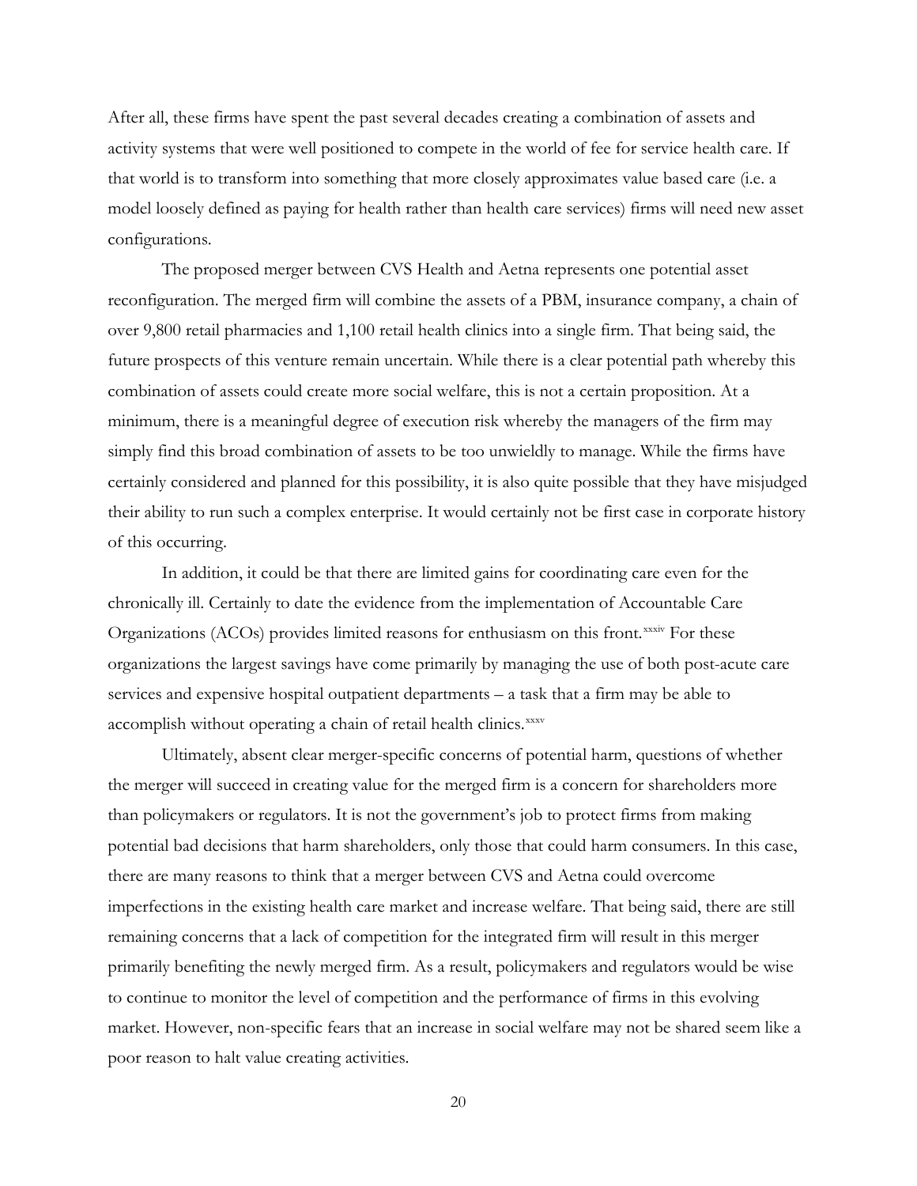After all, these firms have spent the past several decades creating a combination of assets and activity systems that were well positioned to compete in the world of fee for service health care. If that world is to transform into something that more closely approximates value based care (i.e. a model loosely defined as paying for health rather than health care services) firms will need new asset configurations.

The proposed merger between CVS Health and Aetna represents one potential asset reconfiguration. The merged firm will combine the assets of a PBM, insurance company, a chain of over 9,800 retail pharmacies and 1,100 retail health clinics into a single firm. That being said, the future prospects of this venture remain uncertain. While there is a clear potential path whereby this combination of assets could create more social welfare, this is not a certain proposition. At a minimum, there is a meaningful degree of execution risk whereby the managers of the firm may simply find this broad combination of assets to be too unwieldly to manage. While the firms have certainly considered and planned for this possibility, it is also quite possible that they have misjudged their ability to run such a complex enterprise. It would certainly not be first case in corporate history of this occurring.

In addition, it could be that there are limited gains for coordinating care even for the chronically ill. Certainly to date the evidence from the implementation of Accountable Care Organizations (ACOs) provides limited reasons for enthusiasm on this front.[xxxiv] For these organizations the largest savings have come primarily by managing the use of both post-acute care services and expensive hospital outpatient departments – a task that a firm may be able to accomplish without operating a chain of retail health clinics.[xxxv]

Ultimately, absent clear merger-specific concerns of potential harm, questions of whether the merger will succeed in creating value for the merged firm is a concern for shareholders more than policymakers or regulators. It is not the government's job to protect firms from making potential bad decisions that harm shareholders, only those that could harm consumers. In this case, there are many reasons to think that a merger between CVS and Aetna could overcome imperfections in the existing health care market and increase welfare. That being said, there are still remaining concerns that a lack of competition for the integrated firm will result in this merger primarily benefiting the newly merged firm. As a result, policymakers and regulators would be wise to continue to monitor the level of competition and the performance of firms in this evolving market. However, non-specific fears that an increase in social welfare may not be shared seem like a poor reason to halt value creating activities.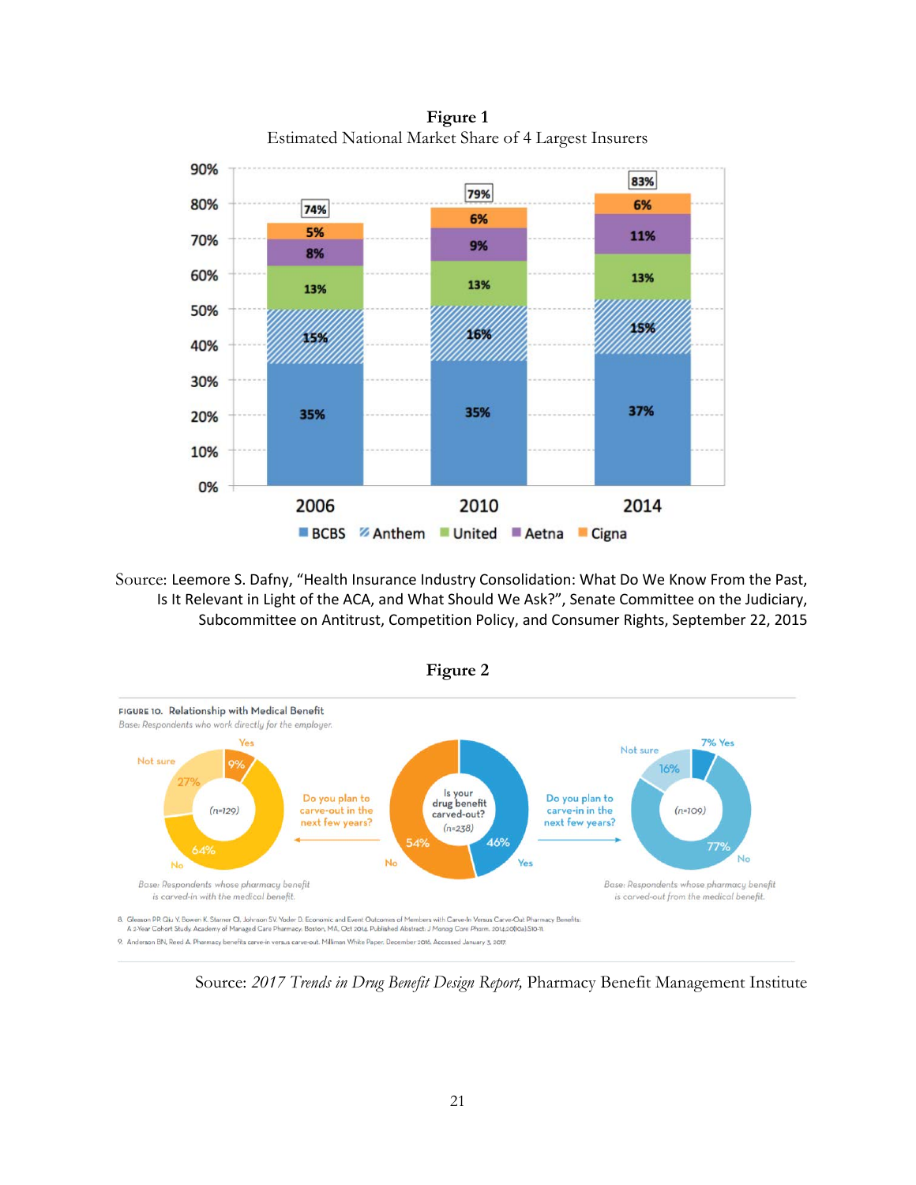**Figure 1**
Estimated National Market Share of 4 Largest Insurers

| | 2006 | 2010 | 2014 |
|---|---|---|---|
| BCBS | 35% | 35% | 37% |
| Anthem | 15% | 16% | 15% |
| United | 13% | 13% | 13% |
| Aetna | 8% | 9% | 11% |
| Cigna | 5% | 6% | 6% |
| Total | 74% | 79% | 83% |

Source: Leemore S. Dafny, "Health Insurance Industry Consolidation: What Do We Know From the Past, Is It Relevant in Light of the ACA, and What Should We Ask?", Senate Committee on the Judiciary, Subcommittee on Antitrust, Competition Policy, and Consumer Rights, September 22, 2015

**Figure 2**

FIGURE 10. Relationship with Medical Benefit
*Base: Respondents who work directly for the employer.*

Is your drug benefit carved-out? (n=238): Yes 46%; No 54%

Do you plan to carve-out in the next few years? (n=129): Yes 9%; Not sure 27%; No 64%
*Base: Respondents whose pharmacy benefit is carved-in with the medical benefit.*

Do you plan to carve-in in the next few years? (n=109): Yes 7%; Not sure 16%; No 77%
*Base: Respondents whose pharmacy benefit is carved-out from the medical benefit.*

8. Gleason PP, Qiu Y, Bowen K, Starner CI, Johnson SV, Yoder D. Economic and Event Outcomes of Members with Carve-In Versus Carve-Out Pharmacy Benefits: A 2-Year Cohort Study. Academy of Managed Care Pharmacy. Boston, MA, Oct 2014. Published Abstract: J Manag Care Pharm. 2014;20(10a):S10-11.
9. Anderson BN, Reed A. Pharmacy benefits carve-in versus carve-out. Milliman White Paper. December 2016. Accessed January 3, 2017.

Source: *2017 Trends in Drug Benefit Design Report*, Pharmacy Benefit Management Institute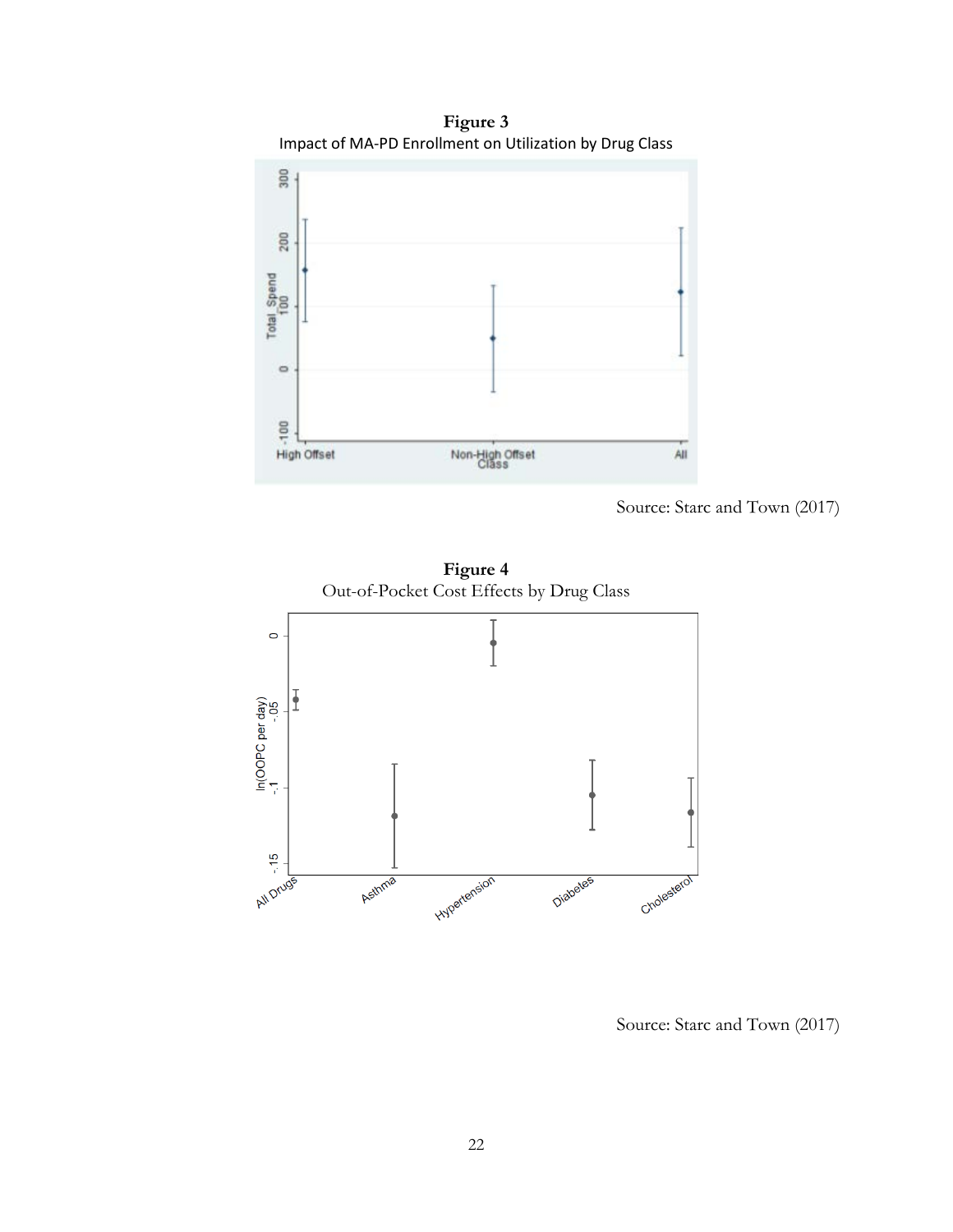**Figure 3**

Impact of MA-PD Enrollment on Utilization by Drug Class

Source: Starc and Town (2017)

**Figure 4**

Out-of-Pocket Cost Effects by Drug Class

Source: Starc and Town (2017)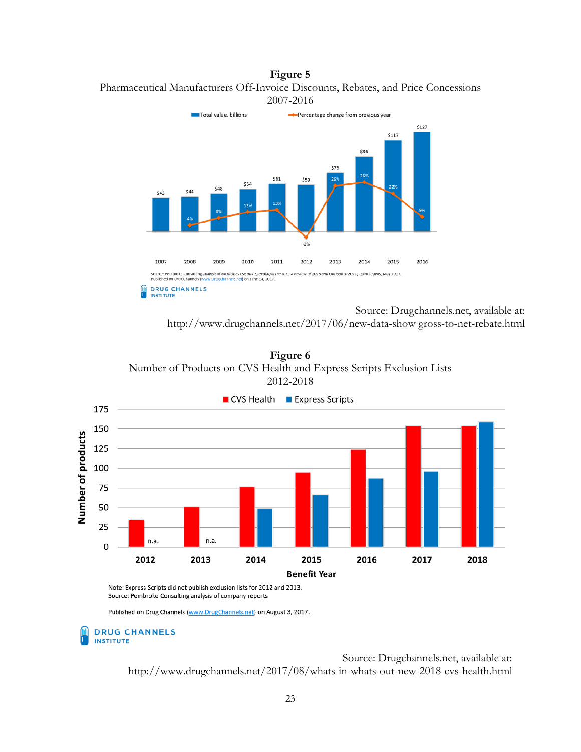**Figure 5**

Pharmaceutical Manufacturers Off-Invoice Discounts, Rebates, and Price Concessions

2007-2016

| Year | Total value, billions | Percentage change from previous year |
| --- | --- | --- |
| 2007 | $43 | |
| 2008 | $44 | 4% |
| 2009 | $48 | 8% |
| 2010 | $54 | 12% |
| 2011 | $61 | 13% |
| 2012 | $59 | -2% |
| 2013 | $75 | 26% |
| 2014 | $96 | 28% |
| 2015 | $117 | 22% |
| 2016 | $127 | 9% |

Source: Pembroke Consulting analysis of *Medicines Use and Spending in the U.S.: A Review of 2016 and Outlook to 2021*, QuintilesIMS, May 2017.
Published on Drug Channels (www.DrugChannels.net) on June 14, 2017.

DRUG CHANNELS INSTITUTE

Source: Drugchannels.net, available at: http://www.drugchannels.net/2017/06/new-data-show gross-to-net-rebate.html

**Figure 6**

Number of Products on CVS Health and Express Scripts Exclusion Lists

2012-2018

| Benefit Year | CVS Health | Express Scripts |
| --- | --- | --- |
| 2012 | 34 | n.a. |
| 2013 | 51 | n.a. |
| 2014 | 76 | 48 |
| 2015 | 95 | 66 |
| 2016 | 124 | 87 |
| 2017 | 154 | 96 |
| 2018 | 154 | 159 |

Note: Express Scripts did not publish exclusion lists for 2012 and 2013.
Source: Pembroke Consulting analysis of company reports

Published on Drug Channels (www.DrugChannels.net) on August 3, 2017.

DRUG CHANNELS INSTITUTE

Source: Drugchannels.net, available at: http://www.drugchannels.net/2017/08/whats-in-whats-out-new-2018-cvs-health.html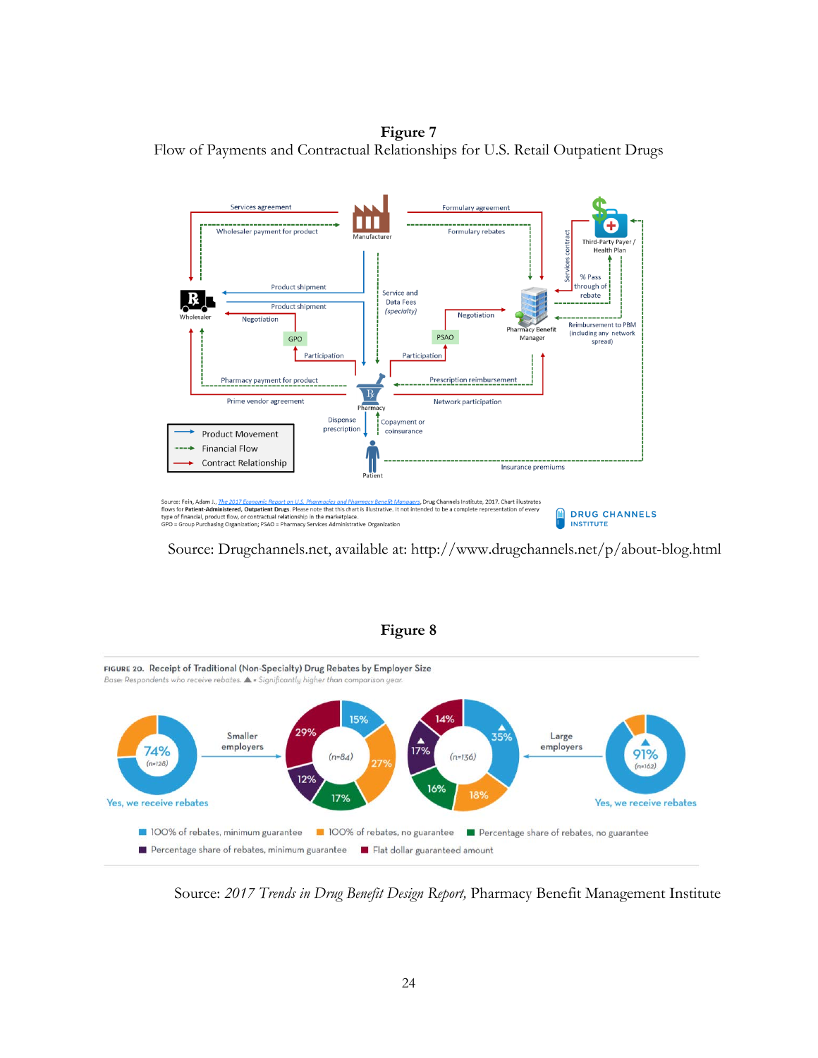**Figure 7**
Flow of Payments and Contractual Relationships for U.S. Retail Outpatient Drugs

Source: Drugchannels.net, available at: http://www.drugchannels.net/p/about-blog.html

**Figure 8**

Source: *2017 Trends in Drug Benefit Design Report,* Pharmacy Benefit Management Institute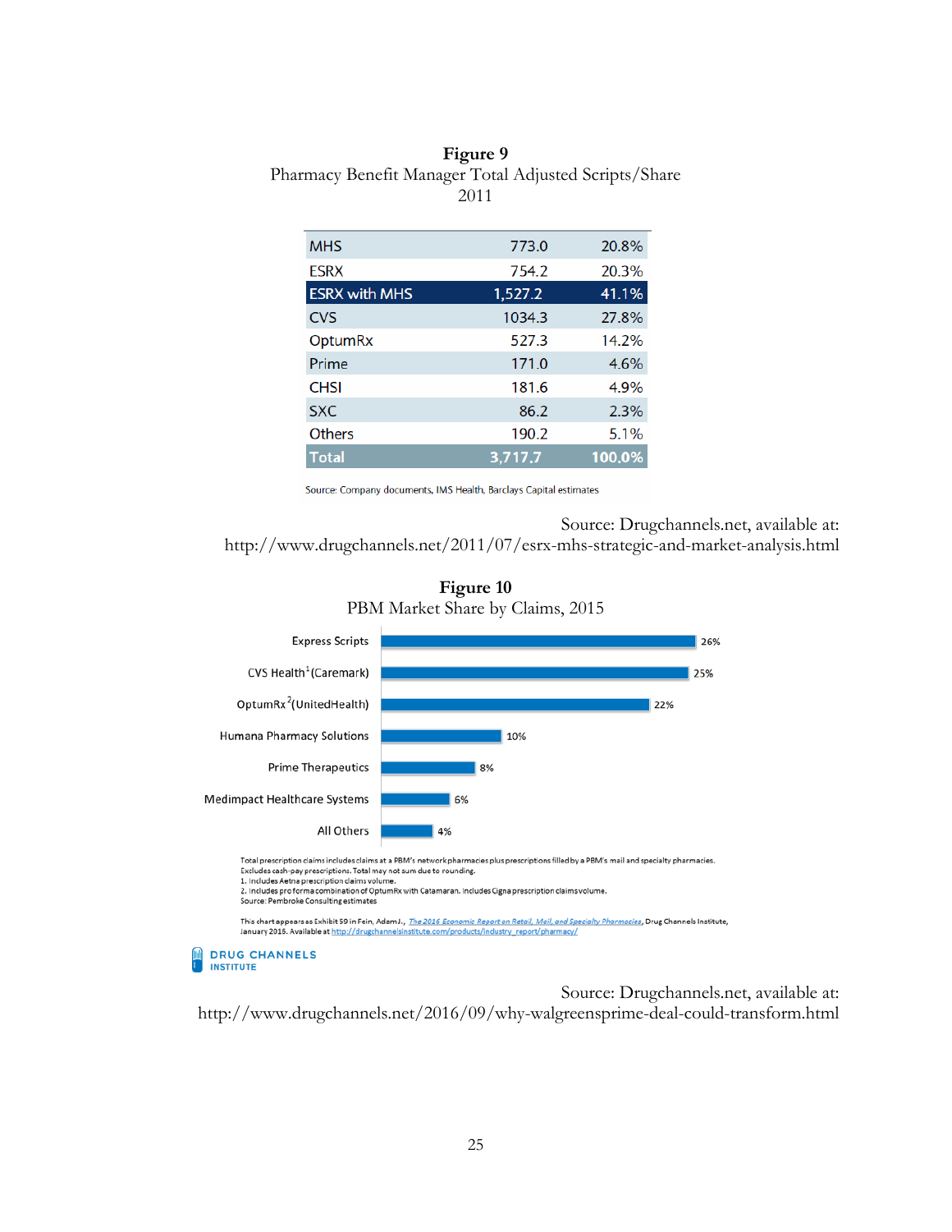**Figure 9**

Pharmacy Benefit Manager Total Adjusted Scripts/Share

2011

| | | |
|---|---|---|
| MHS | 773.0 | 20.8% |
| ESRX | 754.2 | 20.3% |
| ESRX with MHS | 1,527.2 | 41.1% |
| CVS | 1034.3 | 27.8% |
| OptumRx | 527.3 | 14.2% |
| Prime | 171.0 | 4.6% |
| CHSI | 181.6 | 4.9% |
| SXC | 86.2 | 2.3% |
| Others | 190.2 | 5.1% |
| **Total** | **3,717.7** | **100.0%** |

Source: Company documents, IMS Health, Barclays Capital estimates

Source: Drugchannels.net, available at: http://www.drugchannels.net/2011/07/esrx-mhs-strategic-and-market-analysis.html

**Figure 10**

PBM Market Share by Claims, 2015

| PBM | Share |
|---|---|
| Express Scripts | 26% |
| CVS Health[1] (Caremark) | 25% |
| OptumRx[2] (UnitedHealth) | 22% |
| Humana Pharmacy Solutions | 10% |
| Prime Therapeutics | 8% |
| Medimpact Healthcare Systems | 6% |
| All Others | 4% |

Total prescription claims includes claims at a PBM's network pharmacies plus prescriptions filled by a PBM's mail and specialty pharmacies. Excludes cash-pay prescriptions. Total may not sum due to rounding.
1. Includes Aetna prescription claims volume.
2. Includes pro forma combination of OptumRx with Catamaran. Includes Cigna prescription claims volume.
Source: Pembroke Consulting estimates

This chart appears as Exhibit 59 in Fein, Adam J., *The 2016 Economic Report on Retail, Mail, and Specialty Pharmacies*, Drug Channels Institute, January 2016. Available at http://drugchannelsinstitute.com/products/industry_report/pharmacy/

DRUG CHANNELS INSTITUTE

Source: Drugchannels.net, available at: http://www.drugchannels.net/2016/09/why-walgreensprime-deal-could-transform.html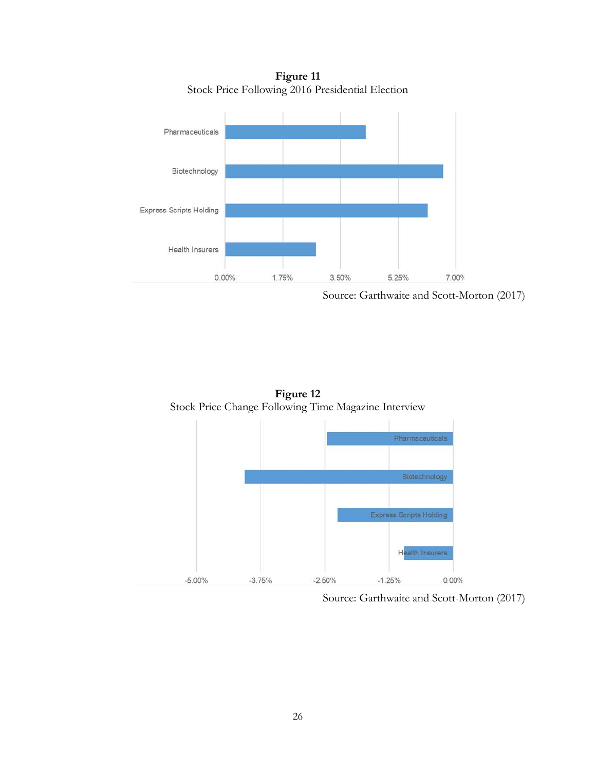**Figure 11**
Stock Price Following 2016 Presidential Election

| | |
|---|---|
| Pharmaceuticals | |
| Biotechnology | |
| Express Scripts Holding | |
| Health Insurers | |

0.00% 1.75% 3.50% 5.25% 7.00%

Source: Garthwaite and Scott-Morton (2017)

**Figure 12**
Stock Price Change Following Time Magazine Interview

| | |
|---|---|
| Pharmaceuticals | |
| Biotechnology | |
| Express Scripts Holding | |
| Health Insurers | |

-5.00% -3.75% -2.50% -1.25% 0.00%

Source: Garthwaite and Scott-Morton (2017)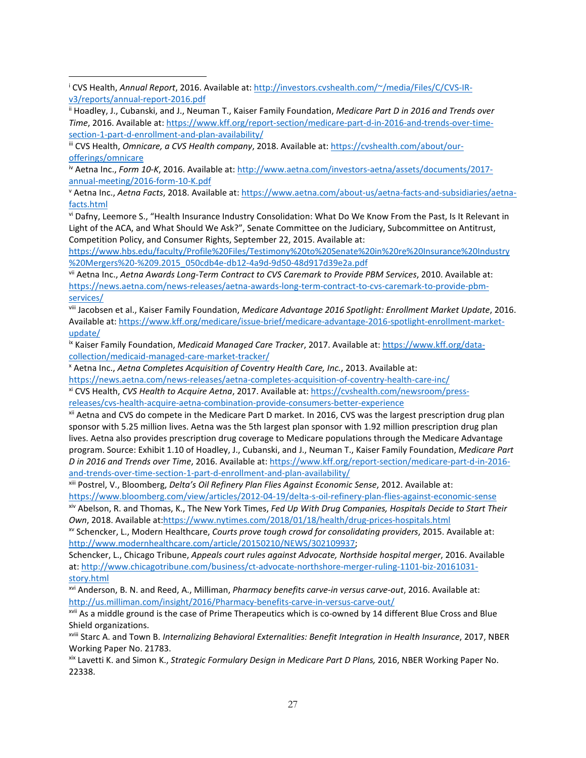[i] CVS Health, *Annual Report*, 2016. Available at: http://investors.cvshealth.com/~/media/Files/C/CVS-IR-v3/reports/annual-report-2016.pdf

[ii] Hoadley, J., Cubanski, and J., Neuman T., Kaiser Family Foundation, *Medicare Part D in 2016 and Trends over Time*, 2016. Available at: https://www.kff.org/report-section/medicare-part-d-in-2016-and-trends-over-time-section-1-part-d-enrollment-and-plan-availability/

[iii] CVS Health, *Omnicare, a CVS Health company*, 2018. Available at: https://cvshealth.com/about/our-offerings/omnicare

[iv] Aetna Inc., *Form 10-K*, 2016. Available at: http://www.aetna.com/investors-aetna/assets/documents/2017-annual-meeting/2016-form-10-K.pdf

[v] Aetna Inc., *Aetna Facts*, 2018. Available at: https://www.aetna.com/about-us/aetna-facts-and-subsidiaries/aetna-facts.html

[vi] Dafny, Leemore S., "Health Insurance Industry Consolidation: What Do We Know From the Past, Is It Relevant in Light of the ACA, and What Should We Ask?", Senate Committee on the Judiciary, Subcommittee on Antitrust, Competition Policy, and Consumer Rights, September 22, 2015. Available at: https://www.hbs.edu/faculty/Profile%20Files/Testimony%20to%20Senate%20in%20re%20Insurance%20Industry%20Mergers%20-%209.2015_050cdb4e-db12-4a9d-9d50-48d917d39e2a.pdf

[vii] Aetna Inc., *Aetna Awards Long-Term Contract to CVS Caremark to Provide PBM Services*, 2010. Available at: https://news.aetna.com/news-releases/aetna-awards-long-term-contract-to-cvs-caremark-to-provide-pbm-services/

[viii] Jacobsen et al., Kaiser Family Foundation, *Medicare Advantage 2016 Spotlight: Enrollment Market Update*, 2016. Available at: https://www.kff.org/medicare/issue-brief/medicare-advantage-2016-spotlight-enrollment-market-update/

[ix] Kaiser Family Foundation, *Medicaid Managed Care Tracker*, 2017. Available at: https://www.kff.org/data-collection/medicaid-managed-care-market-tracker/

[x] Aetna Inc., *Aetna Completes Acquisition of Coventry Health Care, Inc.*, 2013. Available at: https://news.aetna.com/news-releases/aetna-completes-acquisition-of-coventry-health-care-inc/

[xi] CVS Health, *CVS Health to Acquire Aetna*, 2017. Available at: https://cvshealth.com/newsroom/press-releases/cvs-health-acquire-aetna-combination-provide-consumers-better-experience

[xii] Aetna and CVS do compete in the Medicare Part D market. In 2016, CVS was the largest prescription drug plan sponsor with 5.25 million lives. Aetna was the 5th largest plan sponsor with 1.92 million prescription drug plan lives. Aetna also provides prescription drug coverage to Medicare populations through the Medicare Advantage program. Source: Exhibit 1.10 of Hoadley, J., Cubanski, and J., Neuman T., Kaiser Family Foundation, *Medicare Part D in 2016 and Trends over Time*, 2016. Available at: https://www.kff.org/report-section/medicare-part-d-in-2016-and-trends-over-time-section-1-part-d-enrollment-and-plan-availability/

[xiii] Postrel, V., Bloomberg, *Delta's Oil Refinery Plan Flies Against Economic Sense*, 2012. Available at: https://www.bloomberg.com/view/articles/2012-04-19/delta-s-oil-refinery-plan-flies-against-economic-sense

[xiv] Abelson, R. and Thomas, K., The New York Times, *Fed Up With Drug Companies, Hospitals Decide to Start Their Own*, 2018. Available at: https://www.nytimes.com/2018/01/18/health/drug-prices-hospitals.html

[xv] Schencker, L., Modern Healthcare, *Courts prove tough crowd for consolidating providers*, 2015. Available at: http://www.modernhealthcare.com/article/20150210/NEWS/302109937;
Schencker, L., Chicago Tribune, *Appeals court rules against Advocate, Northshore hospital merger*, 2016. Available at: http://www.chicagotribune.com/business/ct-advocate-northshore-merger-ruling-1101-biz-20161031-story.html

[xvi] Anderson, B. N. and Reed, A., Milliman, *Pharmacy benefits carve-in versus carve-out*, 2016. Available at: http://us.milliman.com/insight/2016/Pharmacy-benefits-carve-in-versus-carve-out/

[xvii] As a middle ground is the case of Prime Therapeutics which is co-owned by 14 different Blue Cross and Blue Shield organizations.

[xviii] Starc A. and Town B. *Internalizing Behavioral Externalities: Benefit Integration in Health Insurance*, 2017, NBER Working Paper No. 21783.

[xix] Lavetti K. and Simon K., *Strategic Formulary Design in Medicare Part D Plans,* 2016, NBER Working Paper No. 22338.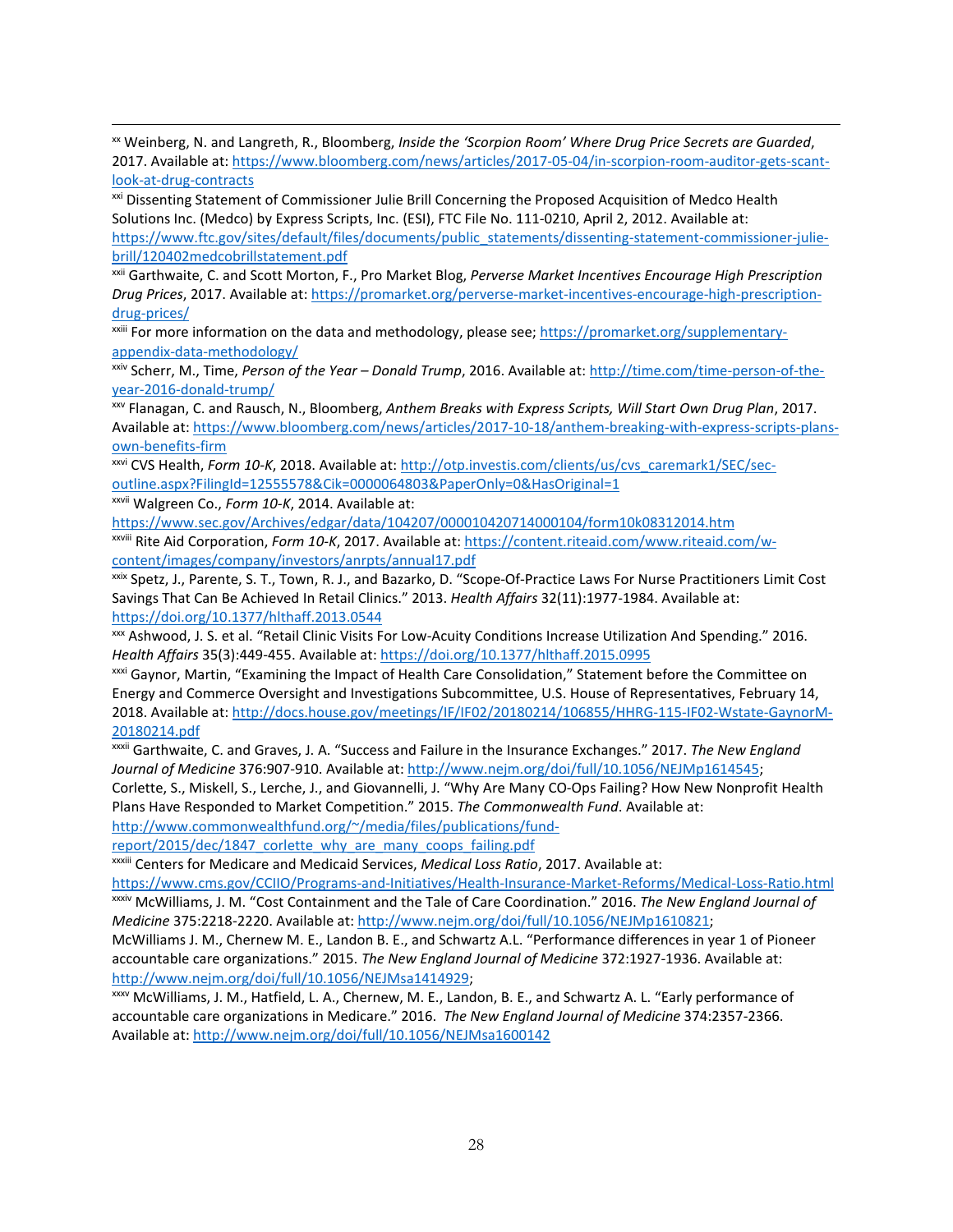[xx] Weinberg, N. and Langreth, R., Bloomberg, *Inside the 'Scorpion Room' Where Drug Price Secrets are Guarded*, 2017. Available at: https://www.bloomberg.com/news/articles/2017-05-04/in-scorpion-room-auditor-gets-scant-look-at-drug-contracts

[xxi] Dissenting Statement of Commissioner Julie Brill Concerning the Proposed Acquisition of Medco Health Solutions Inc. (Medco) by Express Scripts, Inc. (ESI), FTC File No. 111-0210, April 2, 2012. Available at: https://www.ftc.gov/sites/default/files/documents/public_statements/dissenting-statement-commissioner-julie-brill/120402medcobrillstatement.pdf

[xxii] Garthwaite, C. and Scott Morton, F., Pro Market Blog, *Perverse Market Incentives Encourage High Prescription Drug Prices*, 2017. Available at: https://promarket.org/perverse-market-incentives-encourage-high-prescription-drug-prices/

[xxiii] For more information on the data and methodology, please see; https://promarket.org/supplementary-appendix-data-methodology/

[xxiv] Scherr, M., Time, *Person of the Year – Donald Trump*, 2016. Available at: http://time.com/time-person-of-the-year-2016-donald-trump/

[xxv] Flanagan, C. and Rausch, N., Bloomberg, *Anthem Breaks with Express Scripts, Will Start Own Drug Plan*, 2017. Available at: https://www.bloomberg.com/news/articles/2017-10-18/anthem-breaking-with-express-scripts-plans-own-benefits-firm

[xxvi] CVS Health, *Form 10-K*, 2018. Available at: http://otp.investis.com/clients/us/cvs_caremark1/SEC/sec-outline.aspx?FilingId=12555578&Cik=0000064803&PaperOnly=0&HasOriginal=1

[xxvii] Walgreen Co., *Form 10-K*, 2014. Available at: https://www.sec.gov/Archives/edgar/data/104207/000010420714000104/form10k08312014.htm

[xxviii] Rite Aid Corporation, *Form 10-K*, 2017. Available at: https://content.riteaid.com/www.riteaid.com/w-content/images/company/investors/anrpts/annual17.pdf

[xxix] Spetz, J., Parente, S. T., Town, R. J., and Bazarko, D. "Scope-Of-Practice Laws For Nurse Practitioners Limit Cost Savings That Can Be Achieved In Retail Clinics." 2013. *Health Affairs* 32(11):1977-1984. Available at: https://doi.org/10.1377/hlthaff.2013.0544

[xxx] Ashwood, J. S. et al. "Retail Clinic Visits For Low-Acuity Conditions Increase Utilization And Spending." 2016. *Health Affairs* 35(3):449-455. Available at: https://doi.org/10.1377/hlthaff.2015.0995

[xxxi] Gaynor, Martin, "Examining the Impact of Health Care Consolidation," Statement before the Committee on Energy and Commerce Oversight and Investigations Subcommittee, U.S. House of Representatives, February 14, 2018. Available at: http://docs.house.gov/meetings/IF/IF02/20180214/106855/HHRG-115-IF02-Wstate-GaynorM-20180214.pdf

[xxxii] Garthwaite, C. and Graves, J. A. "Success and Failure in the Insurance Exchanges." 2017. *The New England Journal of Medicine* 376:907-910. Available at: http://www.nejm.org/doi/full/10.1056/NEJMp1614545; Corlette, S., Miskell, S., Lerche, J., and Giovannelli, J. "Why Are Many CO-Ops Failing? How New Nonprofit Health Plans Have Responded to Market Competition." 2015. *The Commonwealth Fund*. Available at: http://www.commonwealthfund.org/~/media/files/publications/fund-report/2015/dec/1847_corlette_why_are_many_coops_failing.pdf

[xxxiii] Centers for Medicare and Medicaid Services, *Medical Loss Ratio*, 2017. Available at: https://www.cms.gov/CCIIO/Programs-and-Initiatives/Health-Insurance-Market-Reforms/Medical-Loss-Ratio.html

[xxxiv] McWilliams, J. M. "Cost Containment and the Tale of Care Coordination." 2016. *The New England Journal of Medicine* 375:2218-2220. Available at: http://www.nejm.org/doi/full/10.1056/NEJMp1610821; McWilliams J. M., Chernew M. E., Landon B. E., and Schwartz A.L. "Performance differences in year 1 of Pioneer accountable care organizations." 2015. *The New England Journal of Medicine* 372:1927-1936. Available at: http://www.nejm.org/doi/full/10.1056/NEJMsa1414929;

[xxxv] McWilliams, J. M., Hatfield, L. A., Chernew, M. E., Landon, B. E., and Schwartz A. L. "Early performance of accountable care organizations in Medicare." 2016. *The New England Journal of Medicine* 374:2357-2366. Available at: http://www.nejm.org/doi/full/10.1056/NEJMsa1600142